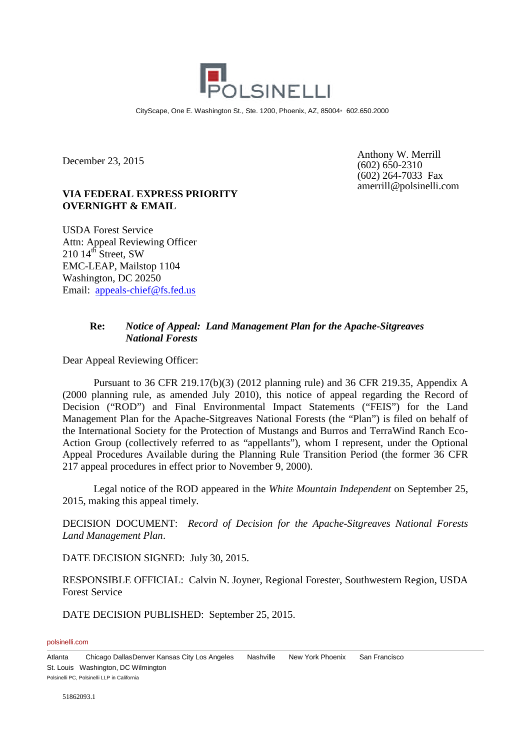POLSINELLI

CityScape, One E. Washington St., Ste. 1200, Phoenix, AZ, 85004 • 602.650.2000

December 23, 2015

Anthony W. Merrill
(602) 650-2310
(602) 264-7033 Fax
amerrill@polsinelli.com

**VIA FEDERAL EXPRESS PRIORITY OVERNIGHT & EMAIL**

USDA Forest Service
Attn: Appeal Reviewing Officer
210 14th Street, SW
EMC-LEAP, Mailstop 1104
Washington, DC 20250
Email: appeals-chief@fs.fed.us

**Re:** ***Notice of Appeal: Land Management Plan for the Apache-Sitgreaves National Forests***

Dear Appeal Reviewing Officer:

Pursuant to 36 CFR 219.17(b)(3) (2012 planning rule) and 36 CFR 219.35, Appendix A (2000 planning rule, as amended July 2010), this notice of appeal regarding the Record of Decision ("ROD") and Final Environmental Impact Statements ("FEIS") for the Land Management Plan for the Apache-Sitgreaves National Forests (the "Plan") is filed on behalf of the International Society for the Protection of Mustangs and Burros and TerraWind Ranch Eco-Action Group (collectively referred to as "appellants"), whom I represent, under the Optional Appeal Procedures Available during the Planning Rule Transition Period (the former 36 CFR 217 appeal procedures in effect prior to November 9, 2000).

Legal notice of the ROD appeared in the *White Mountain Independent* on September 25, 2015, making this appeal timely.

DECISION DOCUMENT: *Record of Decision for the Apache-Sitgreaves National Forests Land Management Plan*.

DATE DECISION SIGNED: July 30, 2015.

RESPONSIBLE OFFICIAL: Calvin N. Joyner, Regional Forester, Southwestern Region, USDA Forest Service

DATE DECISION PUBLISHED: September 25, 2015.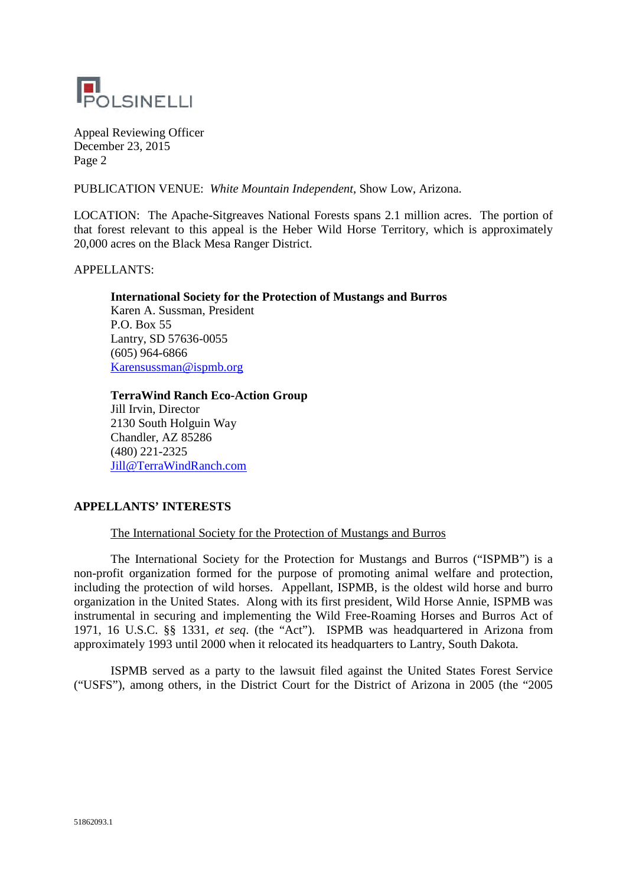PUBLICATION VENUE: *White Mountain Independent*, Show Low, Arizona.

LOCATION: The Apache-Sitgreaves National Forests spans 2.1 million acres. The portion of that forest relevant to this appeal is the Heber Wild Horse Territory, which is approximately 20,000 acres on the Black Mesa Ranger District.

APPELLANTS:

> **International Society for the Protection of Mustangs and Burros**
> Karen A. Sussman, President
> P.O. Box 55
> Lantry, SD 57636-0055
> (605) 964-6866
> Karensussman@ispmb.org
>
> **TerraWind Ranch Eco-Action Group**
> Jill Irvin, Director
> 2130 South Holguin Way
> Chandler, AZ 85286
> (480) 221-2325
> Jill@TerraWindRanch.com

## APPELLANTS' INTERESTS

### The International Society for the Protection of Mustangs and Burros

The International Society for the Protection for Mustangs and Burros ("ISPMB") is a non-profit organization formed for the purpose of promoting animal welfare and protection, including the protection of wild horses. Appellant, ISPMB, is the oldest wild horse and burro organization in the United States. Along with its first president, Wild Horse Annie, ISPMB was instrumental in securing and implementing the Wild Free-Roaming Horses and Burros Act of 1971, 16 U.S.C. §§ 1331, *et seq*. (the "Act"). ISPMB was headquartered in Arizona from approximately 1993 until 2000 when it relocated its headquarters to Lantry, South Dakota.

ISPMB served as a party to the lawsuit filed against the United States Forest Service ("USFS"), among others, in the District Court for the District of Arizona in 2005 (the "2005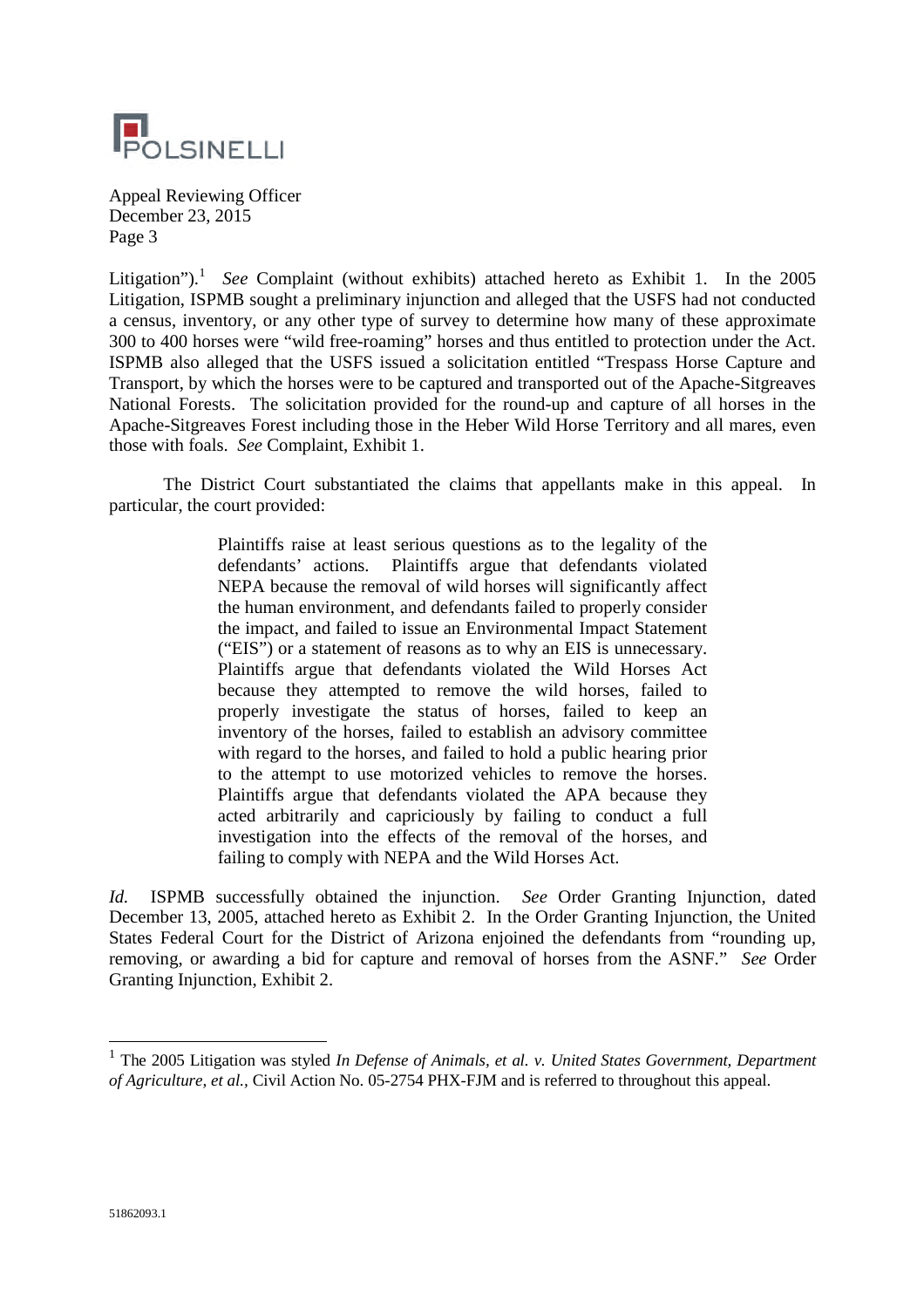Litigation").[1] *See* Complaint (without exhibits) attached hereto as Exhibit 1. In the 2005 Litigation, ISPMB sought a preliminary injunction and alleged that the USFS had not conducted a census, inventory, or any other type of survey to determine how many of these approximate 300 to 400 horses were "wild free-roaming" horses and thus entitled to protection under the Act. ISPMB also alleged that the USFS issued a solicitation entitled "Trespass Horse Capture and Transport, by which the horses were to be captured and transported out of the Apache-Sitgreaves National Forests. The solicitation provided for the round-up and capture of all horses in the Apache-Sitgreaves Forest including those in the Heber Wild Horse Territory and all mares, even those with foals. *See* Complaint, Exhibit 1.

The District Court substantiated the claims that appellants make in this appeal. In particular, the court provided:

> Plaintiffs raise at least serious questions as to the legality of the defendants' actions. Plaintiffs argue that defendants violated NEPA because the removal of wild horses will significantly affect the human environment, and defendants failed to properly consider the impact, and failed to issue an Environmental Impact Statement ("EIS") or a statement of reasons as to why an EIS is unnecessary. Plaintiffs argue that defendants violated the Wild Horses Act because they attempted to remove the wild horses, failed to properly investigate the status of horses, failed to keep an inventory of the horses, failed to establish an advisory committee with regard to the horses, and failed to hold a public hearing prior to the attempt to use motorized vehicles to remove the horses. Plaintiffs argue that defendants violated the APA because they acted arbitrarily and capriciously by failing to conduct a full investigation into the effects of the removal of the horses, and failing to comply with NEPA and the Wild Horses Act.

*Id.* ISPMB successfully obtained the injunction. *See* Order Granting Injunction, dated December 13, 2005, attached hereto as Exhibit 2. In the Order Granting Injunction, the United States Federal Court for the District of Arizona enjoined the defendants from "rounding up, removing, or awarding a bid for capture and removal of horses from the ASNF." *See* Order Granting Injunction, Exhibit 2.

---

[1] The 2005 Litigation was styled *In Defense of Animals, et al. v. United States Government, Department of Agriculture, et al.*, Civil Action No. 05-2754 PHX-FJM and is referred to throughout this appeal.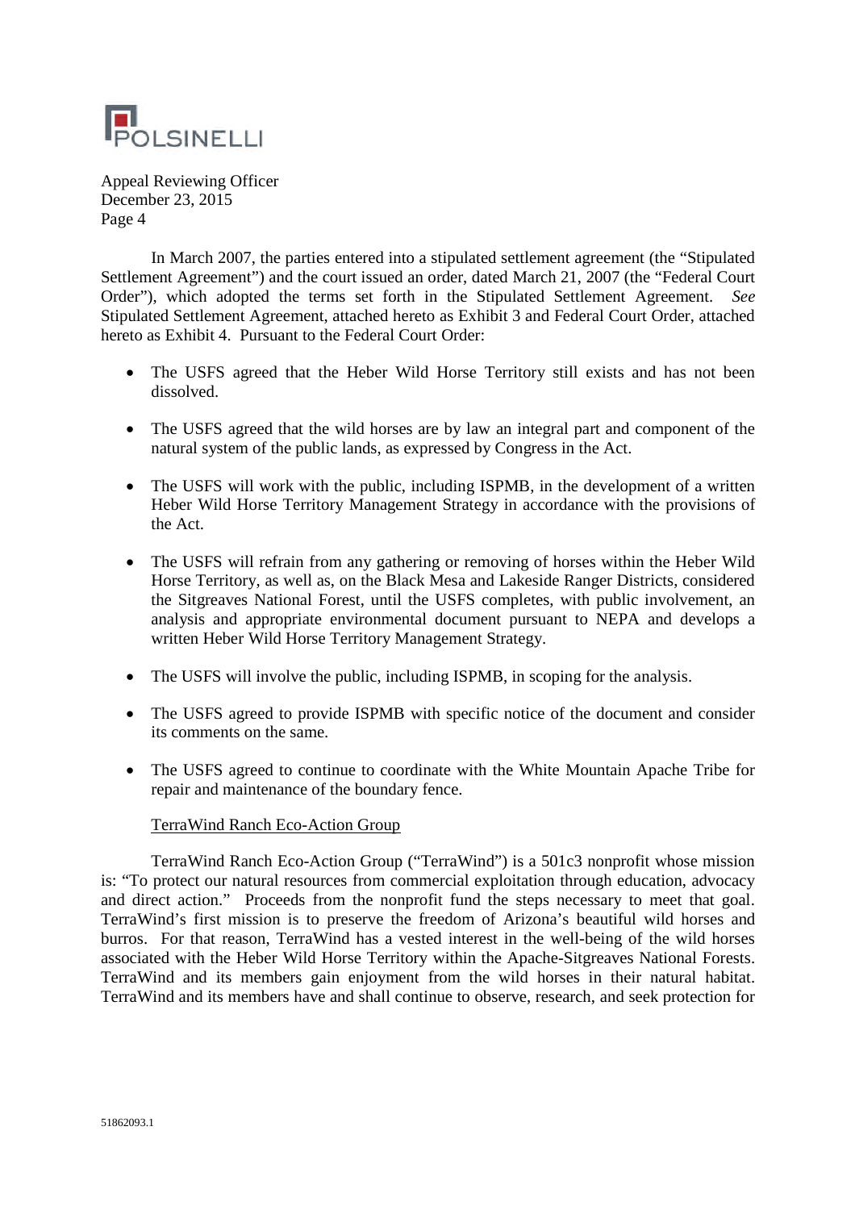In March 2007, the parties entered into a stipulated settlement agreement (the "Stipulated Settlement Agreement") and the court issued an order, dated March 21, 2007 (the "Federal Court Order"), which adopted the terms set forth in the Stipulated Settlement Agreement. *See* Stipulated Settlement Agreement, attached hereto as Exhibit 3 and Federal Court Order, attached hereto as Exhibit 4. Pursuant to the Federal Court Order:

- The USFS agreed that the Heber Wild Horse Territory still exists and has not been dissolved.
- The USFS agreed that the wild horses are by law an integral part and component of the natural system of the public lands, as expressed by Congress in the Act.
- The USFS will work with the public, including ISPMB, in the development of a written Heber Wild Horse Territory Management Strategy in accordance with the provisions of the Act.
- The USFS will refrain from any gathering or removing of horses within the Heber Wild Horse Territory, as well as, on the Black Mesa and Lakeside Ranger Districts, considered the Sitgreaves National Forest, until the USFS completes, with public involvement, an analysis and appropriate environmental document pursuant to NEPA and develops a written Heber Wild Horse Territory Management Strategy.
- The USFS will involve the public, including ISPMB, in scoping for the analysis.
- The USFS agreed to provide ISPMB with specific notice of the document and consider its comments on the same.
- The USFS agreed to continue to coordinate with the White Mountain Apache Tribe for repair and maintenance of the boundary fence.

TerraWind Ranch Eco-Action Group

TerraWind Ranch Eco-Action Group ("TerraWind") is a 501c3 nonprofit whose mission is: "To protect our natural resources from commercial exploitation through education, advocacy and direct action." Proceeds from the nonprofit fund the steps necessary to meet that goal. TerraWind's first mission is to preserve the freedom of Arizona's beautiful wild horses and burros. For that reason, TerraWind has a vested interest in the well-being of the wild horses associated with the Heber Wild Horse Territory within the Apache-Sitgreaves National Forests. TerraWind and its members gain enjoyment from the wild horses in their natural habitat. TerraWind and its members have and shall continue to observe, research, and seek protection for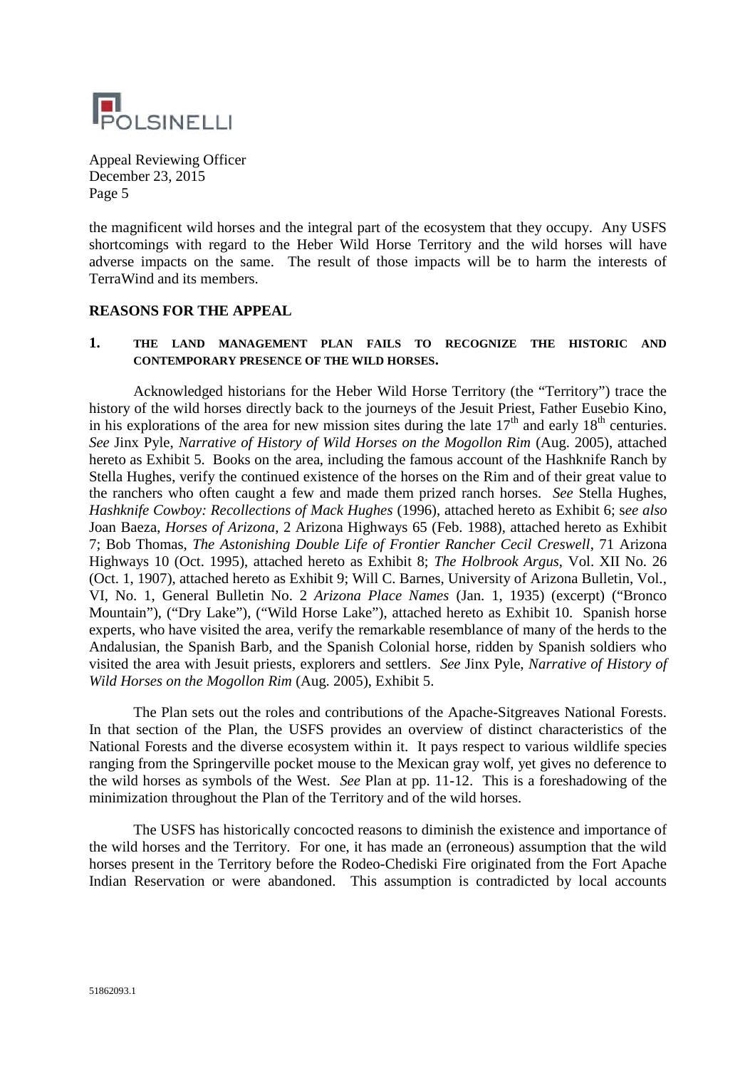the magnificent wild horses and the integral part of the ecosystem that they occupy. Any USFS shortcomings with regard to the Heber Wild Horse Territory and the wild horses will have adverse impacts on the same. The result of those impacts will be to harm the interests of TerraWind and its members.

## REASONS FOR THE APPEAL

### 1. THE LAND MANAGEMENT PLAN FAILS TO RECOGNIZE THE HISTORIC AND CONTEMPORARY PRESENCE OF THE WILD HORSES.

Acknowledged historians for the Heber Wild Horse Territory (the "Territory") trace the history of the wild horses directly back to the journeys of the Jesuit Priest, Father Eusebio Kino, in his explorations of the area for new mission sites during the late 17th and early 18th centuries. *See* Jinx Pyle, *Narrative of History of Wild Horses on the Mogollon Rim* (Aug. 2005), attached hereto as Exhibit 5. Books on the area, including the famous account of the Hashknife Ranch by Stella Hughes, verify the continued existence of the horses on the Rim and of their great value to the ranchers who often caught a few and made them prized ranch horses. *See* Stella Hughes, *Hashknife Cowboy: Recollections of Mack Hughes* (1996), attached hereto as Exhibit 6; s*ee also* Joan Baeza, *Horses of Arizona*, 2 Arizona Highways 65 (Feb. 1988), attached hereto as Exhibit 7; Bob Thomas, *The Astonishing Double Life of Frontier Rancher Cecil Creswell*, 71 Arizona Highways 10 (Oct. 1995), attached hereto as Exhibit 8; *The Holbrook Argus*, Vol. XII No. 26 (Oct. 1, 1907), attached hereto as Exhibit 9; Will C. Barnes, University of Arizona Bulletin, Vol., VI, No. 1, General Bulletin No. 2 *Arizona Place Names* (Jan. 1, 1935) (excerpt) ("Bronco Mountain"), ("Dry Lake"), ("Wild Horse Lake"), attached hereto as Exhibit 10. Spanish horse experts, who have visited the area, verify the remarkable resemblance of many of the herds to the Andalusian, the Spanish Barb, and the Spanish Colonial horse, ridden by Spanish soldiers who visited the area with Jesuit priests, explorers and settlers. *See* Jinx Pyle, *Narrative of History of Wild Horses on the Mogollon Rim* (Aug. 2005), Exhibit 5.

The Plan sets out the roles and contributions of the Apache-Sitgreaves National Forests. In that section of the Plan, the USFS provides an overview of distinct characteristics of the National Forests and the diverse ecosystem within it. It pays respect to various wildlife species ranging from the Springerville pocket mouse to the Mexican gray wolf, yet gives no deference to the wild horses as symbols of the West. *See* Plan at pp. 11-12. This is a foreshadowing of the minimization throughout the Plan of the Territory and of the wild horses.

The USFS has historically concocted reasons to diminish the existence and importance of the wild horses and the Territory. For one, it has made an (erroneous) assumption that the wild horses present in the Territory before the Rodeo-Chediski Fire originated from the Fort Apache Indian Reservation or were abandoned. This assumption is contradicted by local accounts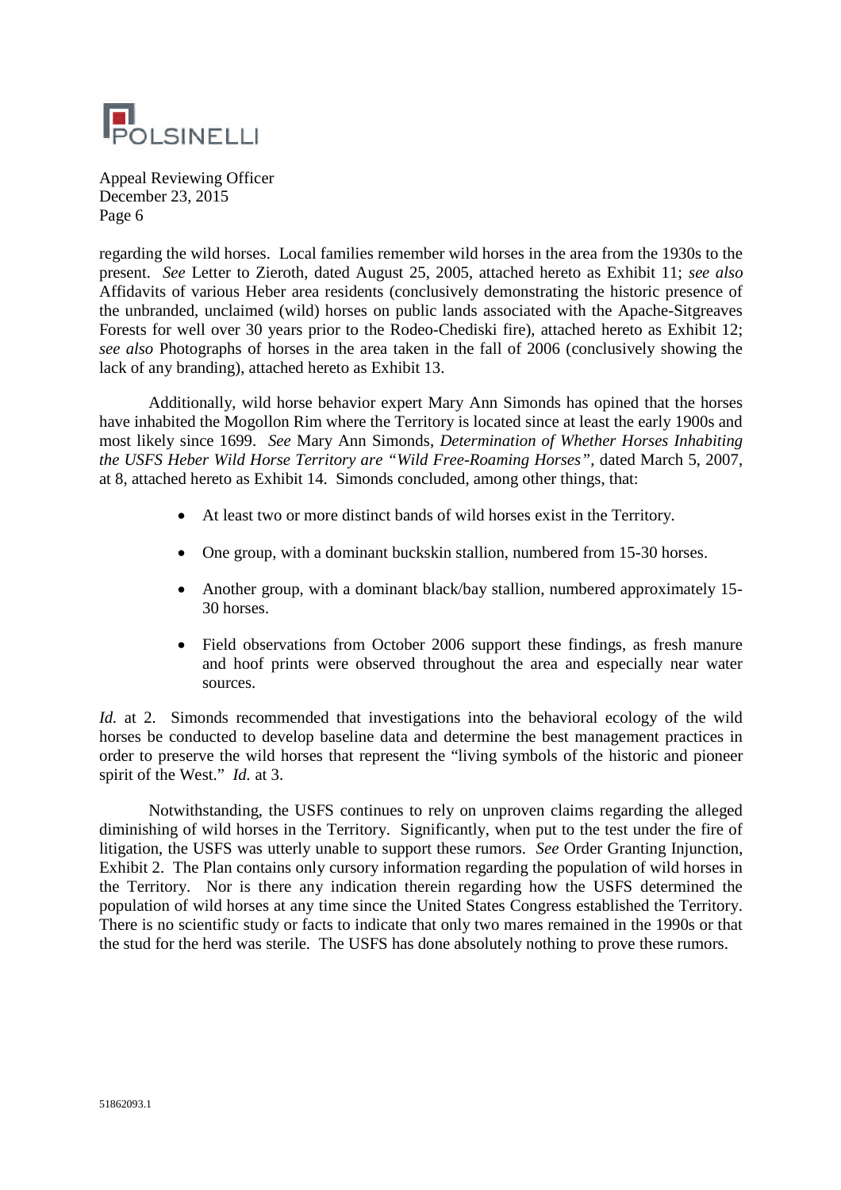regarding the wild horses. Local families remember wild horses in the area from the 1930s to the present. *See* Letter to Zieroth, dated August 25, 2005, attached hereto as Exhibit 11; *see also* Affidavits of various Heber area residents (conclusively demonstrating the historic presence of the unbranded, unclaimed (wild) horses on public lands associated with the Apache-Sitgreaves Forests for well over 30 years prior to the Rodeo-Chediski fire), attached hereto as Exhibit 12; *see also* Photographs of horses in the area taken in the fall of 2006 (conclusively showing the lack of any branding), attached hereto as Exhibit 13.

Additionally, wild horse behavior expert Mary Ann Simonds has opined that the horses have inhabited the Mogollon Rim where the Territory is located since at least the early 1900s and most likely since 1699. *See* Mary Ann Simonds, *Determination of Whether Horses Inhabiting the USFS Heber Wild Horse Territory are "Wild Free-Roaming Horses"*, dated March 5, 2007, at 8, attached hereto as Exhibit 14. Simonds concluded, among other things, that:

- At least two or more distinct bands of wild horses exist in the Territory.
- One group, with a dominant buckskin stallion, numbered from 15-30 horses.
- Another group, with a dominant black/bay stallion, numbered approximately 15-30 horses.
- Field observations from October 2006 support these findings, as fresh manure and hoof prints were observed throughout the area and especially near water sources.

*Id.* at 2. Simonds recommended that investigations into the behavioral ecology of the wild horses be conducted to develop baseline data and determine the best management practices in order to preserve the wild horses that represent the "living symbols of the historic and pioneer spirit of the West." *Id.* at 3.

Notwithstanding, the USFS continues to rely on unproven claims regarding the alleged diminishing of wild horses in the Territory. Significantly, when put to the test under the fire of litigation, the USFS was utterly unable to support these rumors. *See* Order Granting Injunction, Exhibit 2. The Plan contains only cursory information regarding the population of wild horses in the Territory. Nor is there any indication therein regarding how the USFS determined the population of wild horses at any time since the United States Congress established the Territory. There is no scientific study or facts to indicate that only two mares remained in the 1990s or that the stud for the herd was sterile. The USFS has done absolutely nothing to prove these rumors.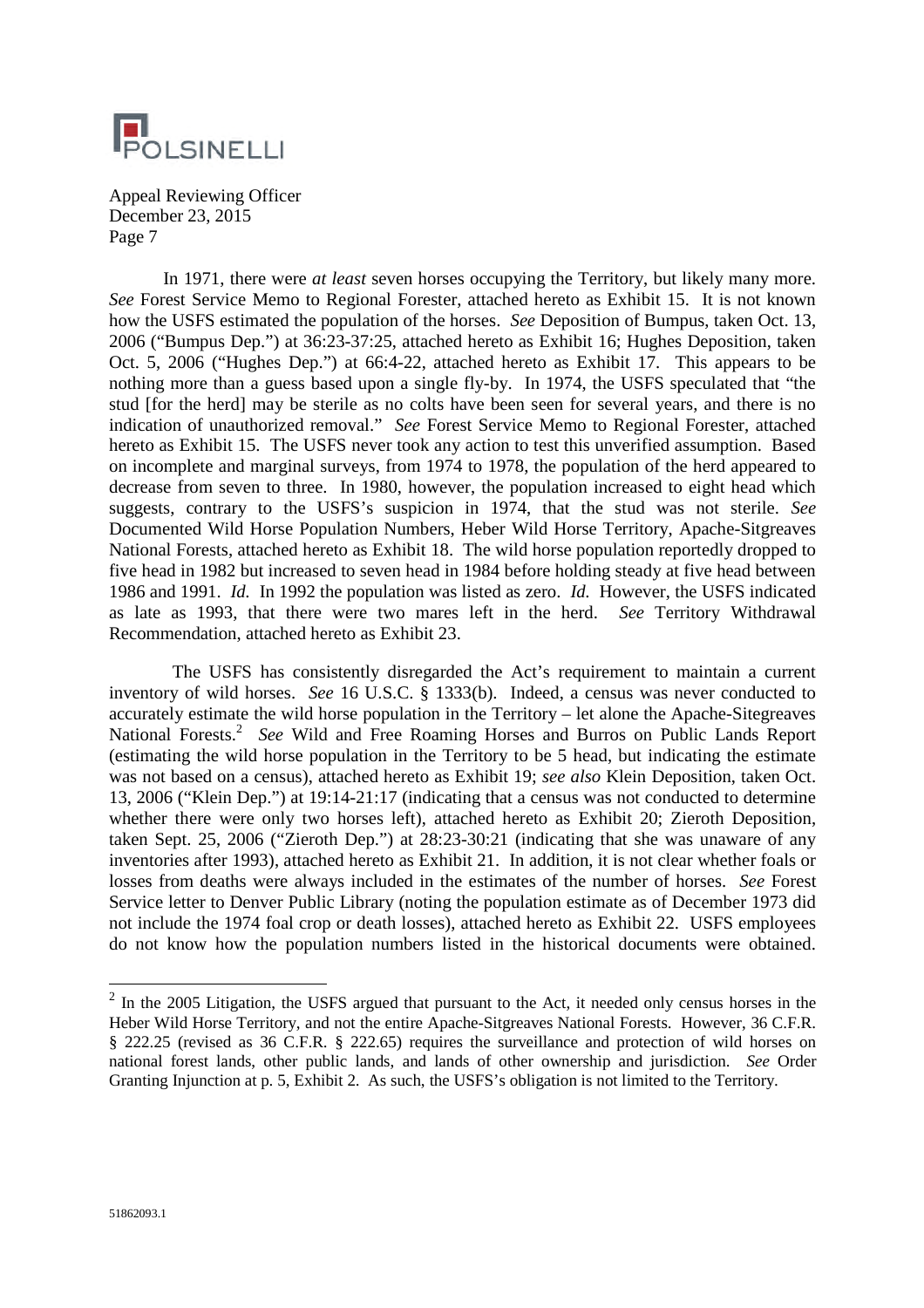In 1971, there were *at least* seven horses occupying the Territory, but likely many more. *See* Forest Service Memo to Regional Forester, attached hereto as Exhibit 15. It is not known how the USFS estimated the population of the horses. *See* Deposition of Bumpus, taken Oct. 13, 2006 ("Bumpus Dep.") at 36:23-37:25, attached hereto as Exhibit 16; Hughes Deposition, taken Oct. 5, 2006 ("Hughes Dep.") at 66:4-22, attached hereto as Exhibit 17. This appears to be nothing more than a guess based upon a single fly-by. In 1974, the USFS speculated that "the stud [for the herd] may be sterile as no colts have been seen for several years, and there is no indication of unauthorized removal." *See* Forest Service Memo to Regional Forester, attached hereto as Exhibit 15. The USFS never took any action to test this unverified assumption. Based on incomplete and marginal surveys, from 1974 to 1978, the population of the herd appeared to decrease from seven to three. In 1980, however, the population increased to eight head which suggests, contrary to the USFS's suspicion in 1974, that the stud was not sterile. *See* Documented Wild Horse Population Numbers, Heber Wild Horse Territory, Apache-Sitgreaves National Forests, attached hereto as Exhibit 18. The wild horse population reportedly dropped to five head in 1982 but increased to seven head in 1984 before holding steady at five head between 1986 and 1991. *Id.* In 1992 the population was listed as zero. *Id.* However, the USFS indicated as late as 1993, that there were two mares left in the herd. *See* Territory Withdrawal Recommendation, attached hereto as Exhibit 23.

The USFS has consistently disregarded the Act's requirement to maintain a current inventory of wild horses. *See* 16 U.S.C. § 1333(b). Indeed, a census was never conducted to accurately estimate the wild horse population in the Territory – let alone the Apache-Sitgreaves National Forests.[2] *See* Wild and Free Roaming Horses and Burros on Public Lands Report (estimating the wild horse population in the Territory to be 5 head, but indicating the estimate was not based on a census), attached hereto as Exhibit 19; *see also* Klein Deposition, taken Oct. 13, 2006 ("Klein Dep.") at 19:14-21:17 (indicating that a census was not conducted to determine whether there were only two horses left), attached hereto as Exhibit 20; Zieroth Deposition, taken Sept. 25, 2006 ("Zieroth Dep.") at 28:23-30:21 (indicating that she was unaware of any inventories after 1993), attached hereto as Exhibit 21. In addition, it is not clear whether foals or losses from deaths were always included in the estimates of the number of horses. *See* Forest Service letter to Denver Public Library (noting the population estimate as of December 1973 did not include the 1974 foal crop or death losses), attached hereto as Exhibit 22. USFS employees do not know how the population numbers listed in the historical documents were obtained.

---

[2] In the 2005 Litigation, the USFS argued that pursuant to the Act, it needed only census horses in the Heber Wild Horse Territory, and not the entire Apache-Sitgreaves National Forests. However, 36 C.F.R. § 222.25 (revised as 36 C.F.R. § 222.65) requires the surveillance and protection of wild horses on national forest lands, other public lands, and lands of other ownership and jurisdiction. *See* Order Granting Injunction at p. 5, Exhibit 2. As such, the USFS's obligation is not limited to the Territory.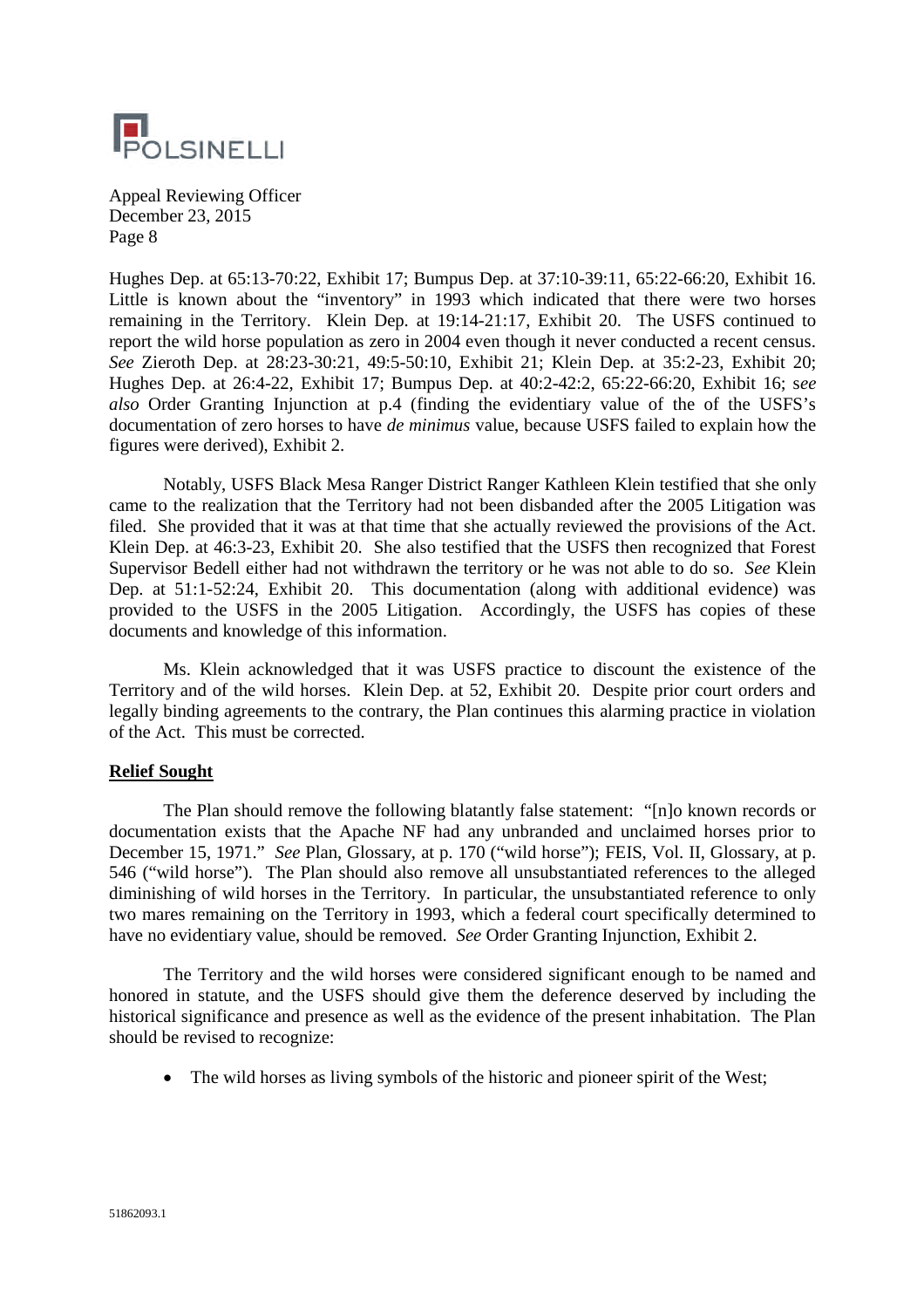Hughes Dep. at 65:13-70:22, Exhibit 17; Bumpus Dep. at 37:10-39:11, 65:22-66:20, Exhibit 16. Little is known about the "inventory" in 1993 which indicated that there were two horses remaining in the Territory. Klein Dep. at 19:14-21:17, Exhibit 20. The USFS continued to report the wild horse population as zero in 2004 even though it never conducted a recent census. *See* Zieroth Dep. at 28:23-30:21, 49:5-50:10, Exhibit 21; Klein Dep. at 35:2-23, Exhibit 20; Hughes Dep. at 26:4-22, Exhibit 17; Bumpus Dep. at 40:2-42:2, 65:22-66:20, Exhibit 16; s*ee also* Order Granting Injunction at p.4 (finding the evidentiary value of the of the USFS's documentation of zero horses to have *de minimus* value, because USFS failed to explain how the figures were derived), Exhibit 2.

Notably, USFS Black Mesa Ranger District Ranger Kathleen Klein testified that she only came to the realization that the Territory had not been disbanded after the 2005 Litigation was filed. She provided that it was at that time that she actually reviewed the provisions of the Act. Klein Dep. at 46:3-23, Exhibit 20. She also testified that the USFS then recognized that Forest Supervisor Bedell either had not withdrawn the territory or he was not able to do so. *See* Klein Dep. at 51:1-52:24, Exhibit 20. This documentation (along with additional evidence) was provided to the USFS in the 2005 Litigation. Accordingly, the USFS has copies of these documents and knowledge of this information.

Ms. Klein acknowledged that it was USFS practice to discount the existence of the Territory and of the wild horses. Klein Dep. at 52, Exhibit 20. Despite prior court orders and legally binding agreements to the contrary, the Plan continues this alarming practice in violation of the Act. This must be corrected.

**Relief Sought**

The Plan should remove the following blatantly false statement: "[n]o known records or documentation exists that the Apache NF had any unbranded and unclaimed horses prior to December 15, 1971." *See* Plan, Glossary, at p. 170 ("wild horse"); FEIS, Vol. II, Glossary, at p. 546 ("wild horse"). The Plan should also remove all unsubstantiated references to the alleged diminishing of wild horses in the Territory. In particular, the unsubstantiated reference to only two mares remaining on the Territory in 1993, which a federal court specifically determined to have no evidentiary value, should be removed. *See* Order Granting Injunction, Exhibit 2.

The Territory and the wild horses were considered significant enough to be named and honored in statute, and the USFS should give them the deference deserved by including the historical significance and presence as well as the evidence of the present inhabitation. The Plan should be revised to recognize:

- The wild horses as living symbols of the historic and pioneer spirit of the West;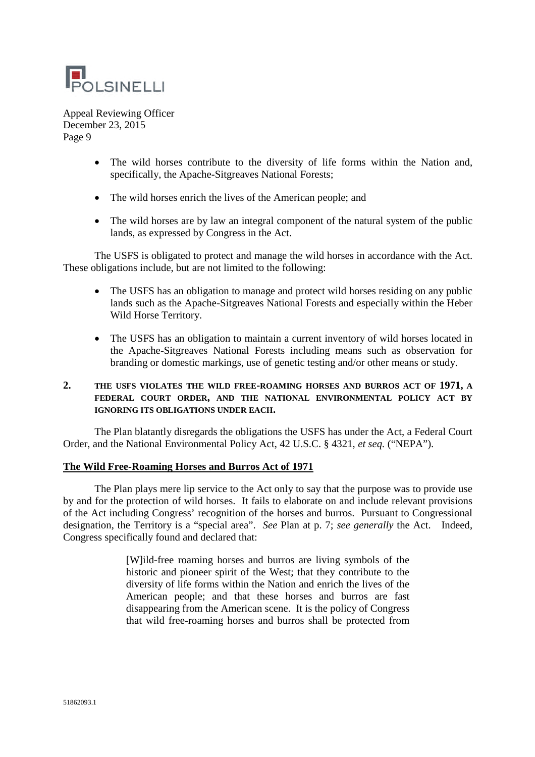- The wild horses contribute to the diversity of life forms within the Nation and, specifically, the Apache-Sitgreaves National Forests;
- The wild horses enrich the lives of the American people; and
- The wild horses are by law an integral component of the natural system of the public lands, as expressed by Congress in the Act.

The USFS is obligated to protect and manage the wild horses in accordance with the Act. These obligations include, but are not limited to the following:

- The USFS has an obligation to manage and protect wild horses residing on any public lands such as the Apache-Sitgreaves National Forests and especially within the Heber Wild Horse Territory.
- The USFS has an obligation to maintain a current inventory of wild horses located in the Apache-Sitgreaves National Forests including means such as observation for branding or domestic markings, use of genetic testing and/or other means or study.

## 2. THE USFS VIOLATES THE WILD FREE-ROAMING HORSES AND BURROS ACT OF 1971, A FEDERAL COURT ORDER, AND THE NATIONAL ENVIRONMENTAL POLICY ACT BY IGNORING ITS OBLIGATIONS UNDER EACH.

The Plan blatantly disregards the obligations the USFS has under the Act, a Federal Court Order, and the National Environmental Policy Act, 42 U.S.C. § 4321, *et seq.* ("NEPA").

**The Wild Free-Roaming Horses and Burros Act of 1971**

The Plan plays mere lip service to the Act only to say that the purpose was to provide use by and for the protection of wild horses. It fails to elaborate on and include relevant provisions of the Act including Congress' recognition of the horses and burros. Pursuant to Congressional designation, the Territory is a "special area". *See* Plan at p. 7; *see generally* the Act. Indeed, Congress specifically found and declared that:

> [W]ild-free roaming horses and burros are living symbols of the historic and pioneer spirit of the West; that they contribute to the diversity of life forms within the Nation and enrich the lives of the American people; and that these horses and burros are fast disappearing from the American scene. It is the policy of Congress that wild free-roaming horses and burros shall be protected from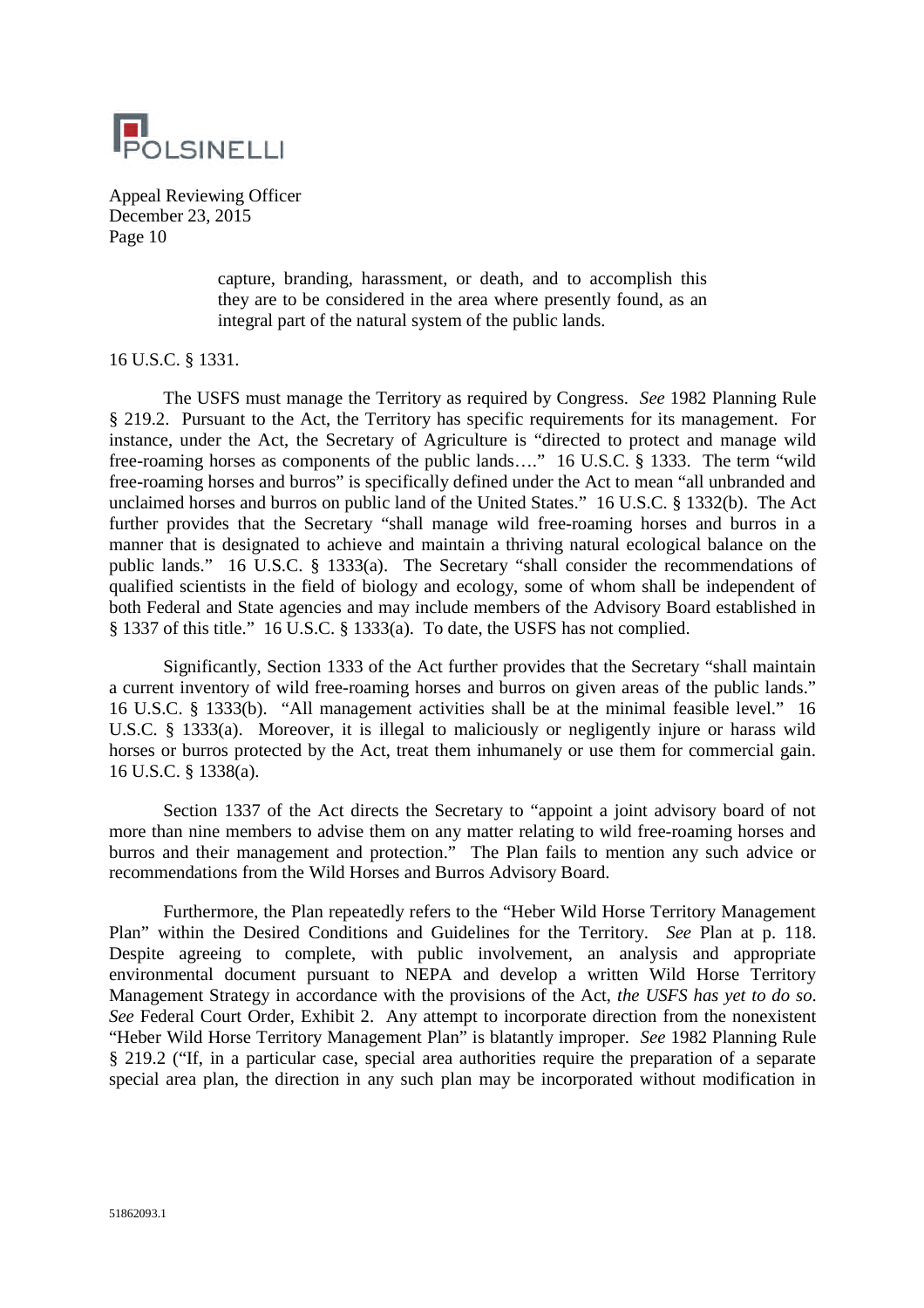> capture, branding, harassment, or death, and to accomplish this they are to be considered in the area where presently found, as an integral part of the natural system of the public lands.

16 U.S.C. § 1331.

The USFS must manage the Territory as required by Congress. *See* 1982 Planning Rule § 219.2. Pursuant to the Act, the Territory has specific requirements for its management. For instance, under the Act, the Secretary of Agriculture is "directed to protect and manage wild free-roaming horses as components of the public lands…." 16 U.S.C. § 1333. The term "wild free-roaming horses and burros" is specifically defined under the Act to mean "all unbranded and unclaimed horses and burros on public land of the United States." 16 U.S.C. § 1332(b). The Act further provides that the Secretary "shall manage wild free-roaming horses and burros in a manner that is designated to achieve and maintain a thriving natural ecological balance on the public lands." 16 U.S.C. § 1333(a). The Secretary "shall consider the recommendations of qualified scientists in the field of biology and ecology, some of whom shall be independent of both Federal and State agencies and may include members of the Advisory Board established in § 1337 of this title." 16 U.S.C. § 1333(a). To date, the USFS has not complied.

Significantly, Section 1333 of the Act further provides that the Secretary "shall maintain a current inventory of wild free-roaming horses and burros on given areas of the public lands." 16 U.S.C. § 1333(b). "All management activities shall be at the minimal feasible level." 16 U.S.C. § 1333(a). Moreover, it is illegal to maliciously or negligently injure or harass wild horses or burros protected by the Act, treat them inhumanely or use them for commercial gain. 16 U.S.C. § 1338(a).

Section 1337 of the Act directs the Secretary to "appoint a joint advisory board of not more than nine members to advise them on any matter relating to wild free-roaming horses and burros and their management and protection." The Plan fails to mention any such advice or recommendations from the Wild Horses and Burros Advisory Board.

Furthermore, the Plan repeatedly refers to the "Heber Wild Horse Territory Management Plan" within the Desired Conditions and Guidelines for the Territory. *See* Plan at p. 118. Despite agreeing to complete, with public involvement, an analysis and appropriate environmental document pursuant to NEPA and develop a written Wild Horse Territory Management Strategy in accordance with the provisions of the Act, *the USFS has yet to do so*. *See* Federal Court Order, Exhibit 2. Any attempt to incorporate direction from the nonexistent "Heber Wild Horse Territory Management Plan" is blatantly improper. *See* 1982 Planning Rule § 219.2 ("If, in a particular case, special area authorities require the preparation of a separate special area plan, the direction in any such plan may be incorporated without modification in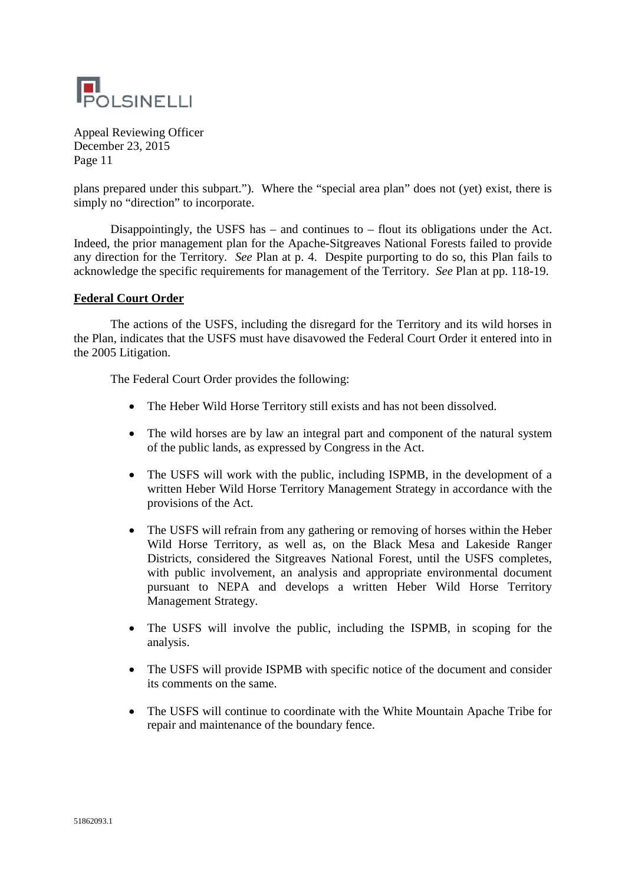plans prepared under this subpart."). Where the "special area plan" does not (yet) exist, there is simply no "direction" to incorporate.

Disappointingly, the USFS has – and continues to – flout its obligations under the Act. Indeed, the prior management plan for the Apache-Sitgreaves National Forests failed to provide any direction for the Territory. *See* Plan at p. 4. Despite purporting to do so, this Plan fails to acknowledge the specific requirements for management of the Territory. *See* Plan at pp. 118-19.

**Federal Court Order**

The actions of the USFS, including the disregard for the Territory and its wild horses in the Plan, indicates that the USFS must have disavowed the Federal Court Order it entered into in the 2005 Litigation.

The Federal Court Order provides the following:

- The Heber Wild Horse Territory still exists and has not been dissolved.
- The wild horses are by law an integral part and component of the natural system of the public lands, as expressed by Congress in the Act.
- The USFS will work with the public, including ISPMB, in the development of a written Heber Wild Horse Territory Management Strategy in accordance with the provisions of the Act.
- The USFS will refrain from any gathering or removing of horses within the Heber Wild Horse Territory, as well as, on the Black Mesa and Lakeside Ranger Districts, considered the Sitgreaves National Forest, until the USFS completes, with public involvement, an analysis and appropriate environmental document pursuant to NEPA and develops a written Heber Wild Horse Territory Management Strategy.
- The USFS will involve the public, including the ISPMB, in scoping for the analysis.
- The USFS will provide ISPMB with specific notice of the document and consider its comments on the same.
- The USFS will continue to coordinate with the White Mountain Apache Tribe for repair and maintenance of the boundary fence.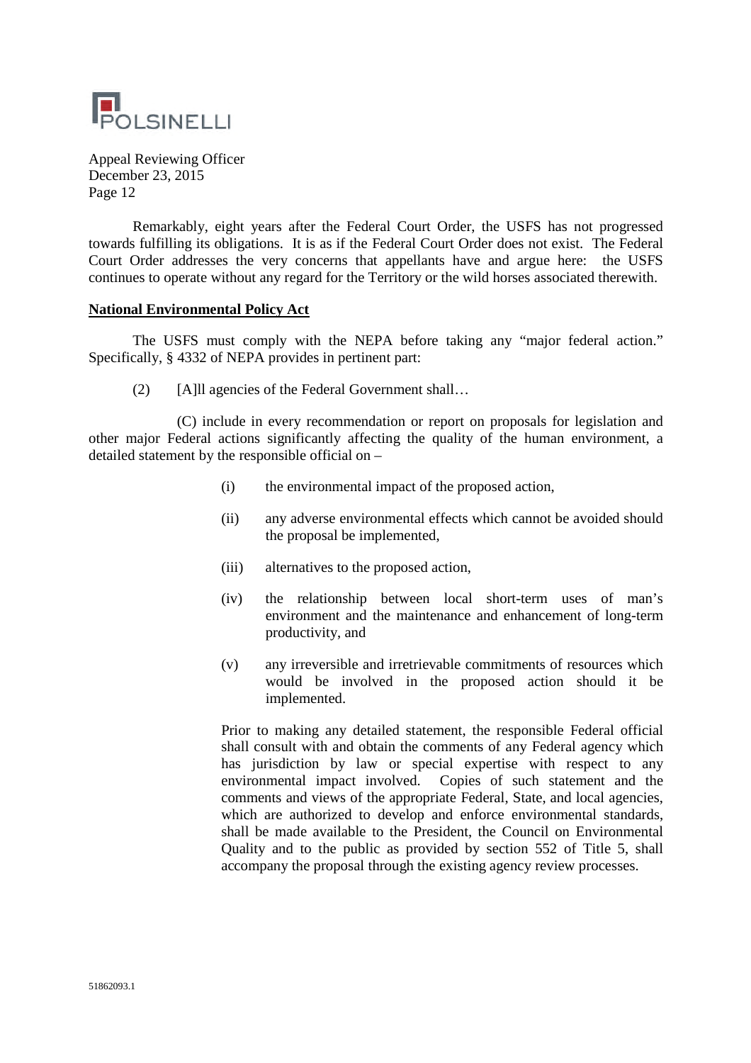Remarkably, eight years after the Federal Court Order, the USFS has not progressed towards fulfilling its obligations. It is as if the Federal Court Order does not exist. The Federal Court Order addresses the very concerns that appellants have and argue here: the USFS continues to operate without any regard for the Territory or the wild horses associated therewith.

**National Environmental Policy Act**

The USFS must comply with the NEPA before taking any "major federal action." Specifically, § 4332 of NEPA provides in pertinent part:

(2) [A]ll agencies of the Federal Government shall…

(C) include in every recommendation or report on proposals for legislation and other major Federal actions significantly affecting the quality of the human environment, a detailed statement by the responsible official on –

- (i) the environmental impact of the proposed action,
- (ii) any adverse environmental effects which cannot be avoided should the proposal be implemented,
- (iii) alternatives to the proposed action,
- (iv) the relationship between local short-term uses of man's environment and the maintenance and enhancement of long-term productivity, and
- (v) any irreversible and irretrievable commitments of resources which would be involved in the proposed action should it be implemented.

> Prior to making any detailed statement, the responsible Federal official shall consult with and obtain the comments of any Federal agency which has jurisdiction by law or special expertise with respect to any environmental impact involved. Copies of such statement and the comments and views of the appropriate Federal, State, and local agencies, which are authorized to develop and enforce environmental standards, shall be made available to the President, the Council on Environmental Quality and to the public as provided by section 552 of Title 5, shall accompany the proposal through the existing agency review processes.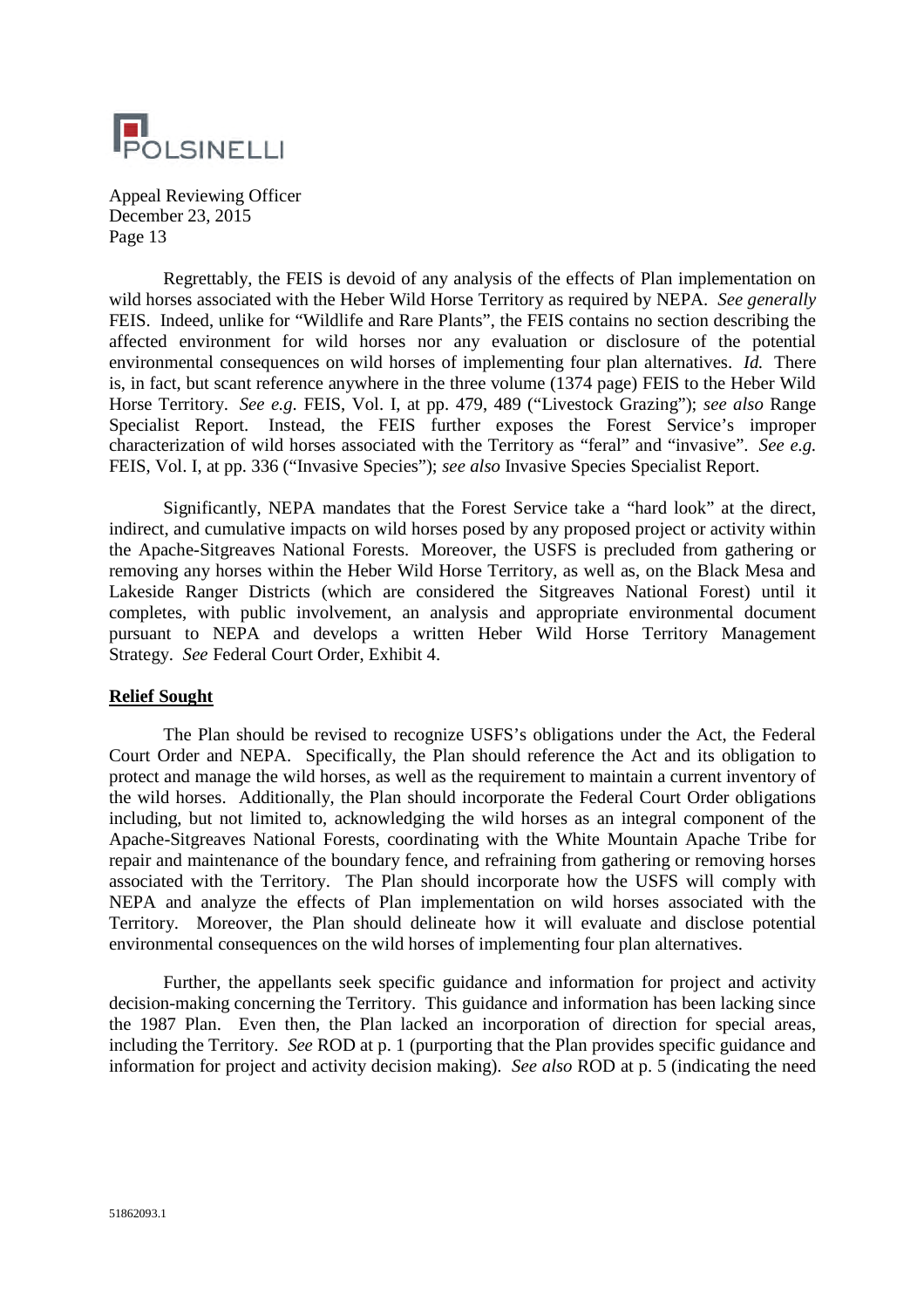Regrettably, the FEIS is devoid of any analysis of the effects of Plan implementation on wild horses associated with the Heber Wild Horse Territory as required by NEPA. *See generally* FEIS. Indeed, unlike for "Wildlife and Rare Plants", the FEIS contains no section describing the affected environment for wild horses nor any evaluation or disclosure of the potential environmental consequences on wild horses of implementing four plan alternatives. *Id.* There is, in fact, but scant reference anywhere in the three volume (1374 page) FEIS to the Heber Wild Horse Territory. *See e.g.* FEIS, Vol. I, at pp. 479, 489 ("Livestock Grazing"); *see also* Range Specialist Report. Instead, the FEIS further exposes the Forest Service's improper characterization of wild horses associated with the Territory as "feral" and "invasive". *See e.g.* FEIS, Vol. I, at pp. 336 ("Invasive Species"); *see also* Invasive Species Specialist Report.

Significantly, NEPA mandates that the Forest Service take a "hard look" at the direct, indirect, and cumulative impacts on wild horses posed by any proposed project or activity within the Apache-Sitgreaves National Forests. Moreover, the USFS is precluded from gathering or removing any horses within the Heber Wild Horse Territory, as well as, on the Black Mesa and Lakeside Ranger Districts (which are considered the Sitgreaves National Forest) until it completes, with public involvement, an analysis and appropriate environmental document pursuant to NEPA and develops a written Heber Wild Horse Territory Management Strategy. *See* Federal Court Order, Exhibit 4.

**Relief Sought**

The Plan should be revised to recognize USFS's obligations under the Act, the Federal Court Order and NEPA. Specifically, the Plan should reference the Act and its obligation to protect and manage the wild horses, as well as the requirement to maintain a current inventory of the wild horses. Additionally, the Plan should incorporate the Federal Court Order obligations including, but not limited to, acknowledging the wild horses as an integral component of the Apache-Sitgreaves National Forests, coordinating with the White Mountain Apache Tribe for repair and maintenance of the boundary fence, and refraining from gathering or removing horses associated with the Territory. The Plan should incorporate how the USFS will comply with NEPA and analyze the effects of Plan implementation on wild horses associated with the Territory. Moreover, the Plan should delineate how it will evaluate and disclose potential environmental consequences on the wild horses of implementing four plan alternatives.

Further, the appellants seek specific guidance and information for project and activity decision-making concerning the Territory. This guidance and information has been lacking since the 1987 Plan. Even then, the Plan lacked an incorporation of direction for special areas, including the Territory. *See* ROD at p. 1 (purporting that the Plan provides specific guidance and information for project and activity decision making). *See also* ROD at p. 5 (indicating the need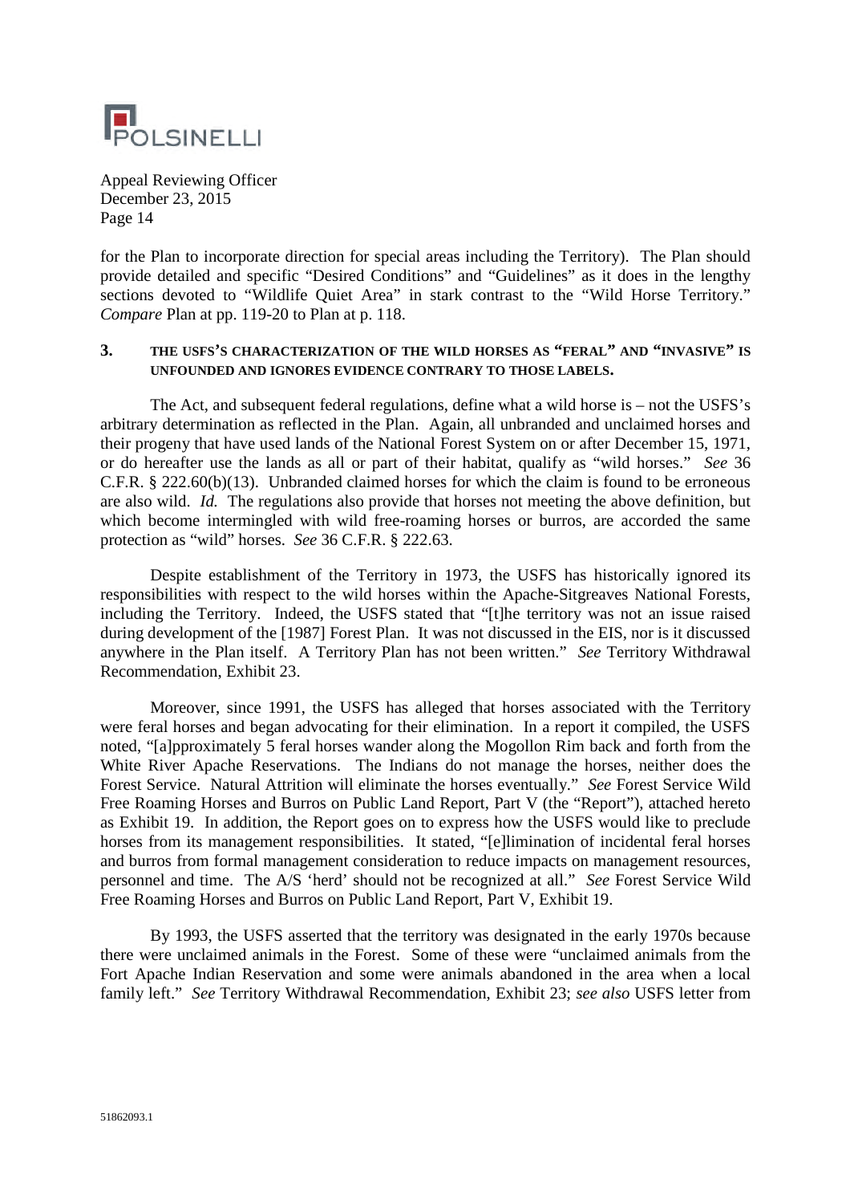for the Plan to incorporate direction for special areas including the Territory). The Plan should provide detailed and specific "Desired Conditions" and "Guidelines" as it does in the lengthy sections devoted to "Wildlife Quiet Area" in stark contrast to the "Wild Horse Territory." *Compare* Plan at pp. 119-20 to Plan at p. 118.

## 3. THE USFS'S CHARACTERIZATION OF THE WILD HORSES AS "FERAL" AND "INVASIVE" IS UNFOUNDED AND IGNORES EVIDENCE CONTRARY TO THOSE LABELS.

The Act, and subsequent federal regulations, define what a wild horse is – not the USFS's arbitrary determination as reflected in the Plan. Again, all unbranded and unclaimed horses and their progeny that have used lands of the National Forest System on or after December 15, 1971, or do hereafter use the lands as all or part of their habitat, qualify as "wild horses." *See* 36 C.F.R. § 222.60(b)(13). Unbranded claimed horses for which the claim is found to be erroneous are also wild. *Id.* The regulations also provide that horses not meeting the above definition, but which become intermingled with wild free-roaming horses or burros, are accorded the same protection as "wild" horses. *See* 36 C.F.R. § 222.63.

Despite establishment of the Territory in 1973, the USFS has historically ignored its responsibilities with respect to the wild horses within the Apache-Sitgreaves National Forests, including the Territory. Indeed, the USFS stated that "[t]he territory was not an issue raised during development of the [1987] Forest Plan. It was not discussed in the EIS, nor is it discussed anywhere in the Plan itself. A Territory Plan has not been written." *See* Territory Withdrawal Recommendation, Exhibit 23.

Moreover, since 1991, the USFS has alleged that horses associated with the Territory were feral horses and began advocating for their elimination. In a report it compiled, the USFS noted, "[a]pproximately 5 feral horses wander along the Mogollon Rim back and forth from the White River Apache Reservations. The Indians do not manage the horses, neither does the Forest Service. Natural Attrition will eliminate the horses eventually." *See* Forest Service Wild Free Roaming Horses and Burros on Public Land Report, Part V (the "Report"), attached hereto as Exhibit 19. In addition, the Report goes on to express how the USFS would like to preclude horses from its management responsibilities. It stated, "[e]limination of incidental feral horses and burros from formal management consideration to reduce impacts on management resources, personnel and time. The A/S 'herd' should not be recognized at all." *See* Forest Service Wild Free Roaming Horses and Burros on Public Land Report, Part V, Exhibit 19.

By 1993, the USFS asserted that the territory was designated in the early 1970s because there were unclaimed animals in the Forest. Some of these were "unclaimed animals from the Fort Apache Indian Reservation and some were animals abandoned in the area when a local family left." *See* Territory Withdrawal Recommendation, Exhibit 23; *see also* USFS letter from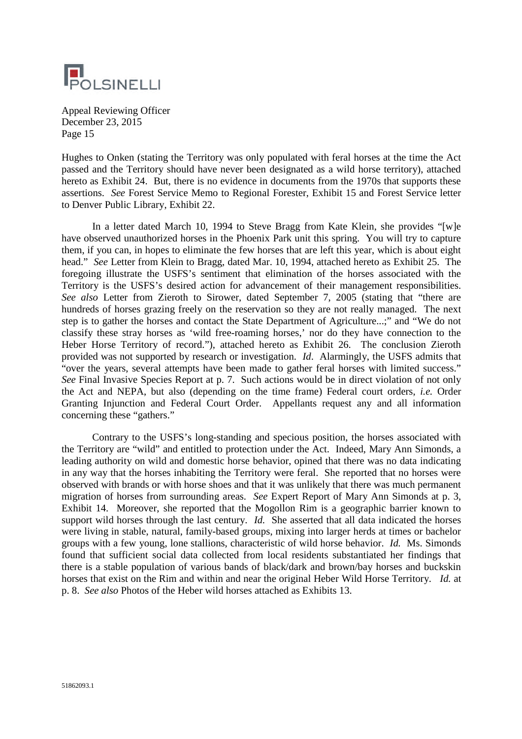Hughes to Onken (stating the Territory was only populated with feral horses at the time the Act passed and the Territory should have never been designated as a wild horse territory), attached hereto as Exhibit 24. But, there is no evidence in documents from the 1970s that supports these assertions. *See* Forest Service Memo to Regional Forester, Exhibit 15 and Forest Service letter to Denver Public Library, Exhibit 22.

In a letter dated March 10, 1994 to Steve Bragg from Kate Klein, she provides "[w]e have observed unauthorized horses in the Phoenix Park unit this spring. You will try to capture them, if you can, in hopes to eliminate the few horses that are left this year, which is about eight head." *See* Letter from Klein to Bragg, dated Mar. 10, 1994, attached hereto as Exhibit 25. The foregoing illustrate the USFS's sentiment that elimination of the horses associated with the Territory is the USFS's desired action for advancement of their management responsibilities. *See also* Letter from Zieroth to Sirower, dated September 7, 2005 (stating that "there are hundreds of horses grazing freely on the reservation so they are not really managed. The next step is to gather the horses and contact the State Department of Agriculture...;" and "We do not classify these stray horses as 'wild free-roaming horses,' nor do they have connection to the Heber Horse Territory of record."), attached hereto as Exhibit 26. The conclusion Zieroth provided was not supported by research or investigation. *Id*. Alarmingly, the USFS admits that "over the years, several attempts have been made to gather feral horses with limited success." *See* Final Invasive Species Report at p. 7. Such actions would be in direct violation of not only the Act and NEPA, but also (depending on the time frame) Federal court orders, *i.e.* Order Granting Injunction and Federal Court Order. Appellants request any and all information concerning these "gathers."

Contrary to the USFS's long-standing and specious position, the horses associated with the Territory are "wild" and entitled to protection under the Act. Indeed, Mary Ann Simonds, a leading authority on wild and domestic horse behavior, opined that there was no data indicating in any way that the horses inhabiting the Territory were feral. She reported that no horses were observed with brands or with horse shoes and that it was unlikely that there was much permanent migration of horses from surrounding areas. *See* Expert Report of Mary Ann Simonds at p. 3, Exhibit 14. Moreover, she reported that the Mogollon Rim is a geographic barrier known to support wild horses through the last century. *Id.* She asserted that all data indicated the horses were living in stable, natural, family-based groups, mixing into larger herds at times or bachelor groups with a few young, lone stallions, characteristic of wild horse behavior. *Id.* Ms. Simonds found that sufficient social data collected from local residents substantiated her findings that there is a stable population of various bands of black/dark and brown/bay horses and buckskin horses that exist on the Rim and within and near the original Heber Wild Horse Territory. *Id.* at p. 8. *See also* Photos of the Heber wild horses attached as Exhibits 13.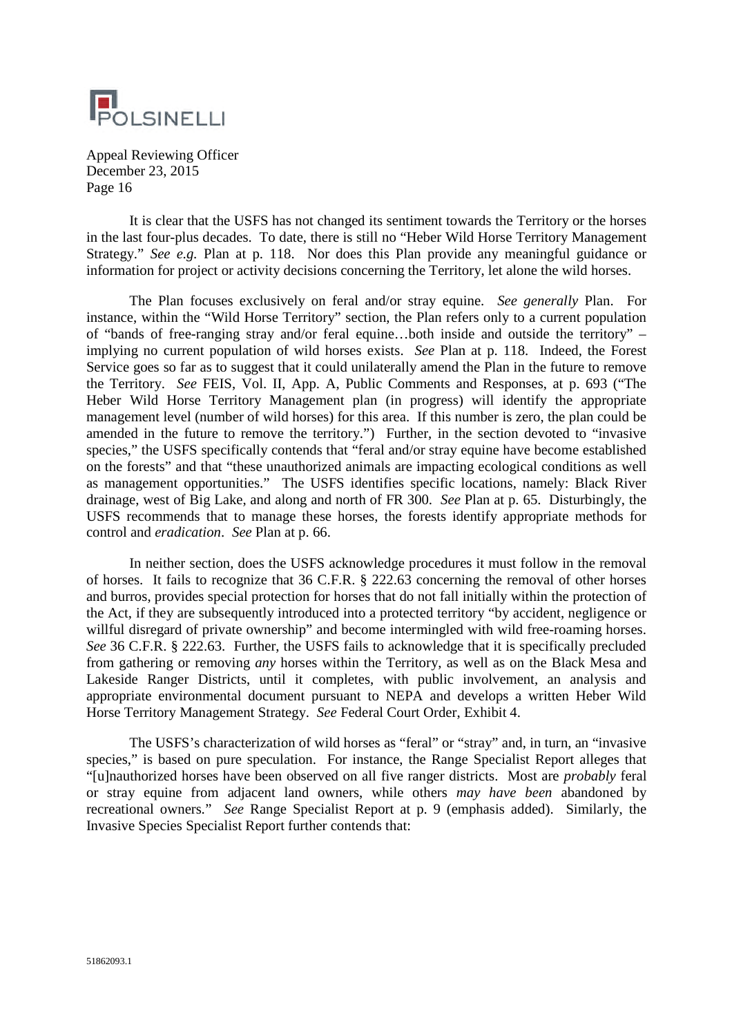Appeal Reviewing Officer
December 23, 2015
Page 16

It is clear that the USFS has not changed its sentiment towards the Territory or the horses in the last four-plus decades. To date, there is still no "Heber Wild Horse Territory Management Strategy." *See e.g.* Plan at p. 118. Nor does this Plan provide any meaningful guidance or information for project or activity decisions concerning the Territory, let alone the wild horses.

The Plan focuses exclusively on feral and/or stray equine. *See generally* Plan. For instance, within the "Wild Horse Territory" section, the Plan refers only to a current population of "bands of free-ranging stray and/or feral equine…both inside and outside the territory" – implying no current population of wild horses exists. *See* Plan at p. 118. Indeed, the Forest Service goes so far as to suggest that it could unilaterally amend the Plan in the future to remove the Territory. *See* FEIS, Vol. II, App. A, Public Comments and Responses, at p. 693 ("The Heber Wild Horse Territory Management plan (in progress) will identify the appropriate management level (number of wild horses) for this area. If this number is zero, the plan could be amended in the future to remove the territory.") Further, in the section devoted to "invasive species," the USFS specifically contends that "feral and/or stray equine have become established on the forests" and that "these unauthorized animals are impacting ecological conditions as well as management opportunities." The USFS identifies specific locations, namely: Black River drainage, west of Big Lake, and along and north of FR 300. *See* Plan at p. 65. Disturbingly, the USFS recommends that to manage these horses, the forests identify appropriate methods for control and *eradication*. *See* Plan at p. 66.

In neither section, does the USFS acknowledge procedures it must follow in the removal of horses. It fails to recognize that 36 C.F.R. § 222.63 concerning the removal of other horses and burros, provides special protection for horses that do not fall initially within the protection of the Act, if they are subsequently introduced into a protected territory "by accident, negligence or willful disregard of private ownership" and become intermingled with wild free-roaming horses. *See* 36 C.F.R. § 222.63. Further, the USFS fails to acknowledge that it is specifically precluded from gathering or removing *any* horses within the Territory, as well as on the Black Mesa and Lakeside Ranger Districts, until it completes, with public involvement, an analysis and appropriate environmental document pursuant to NEPA and develops a written Heber Wild Horse Territory Management Strategy. *See* Federal Court Order, Exhibit 4.

The USFS's characterization of wild horses as "feral" or "stray" and, in turn, an "invasive species," is based on pure speculation. For instance, the Range Specialist Report alleges that "[u]nauthorized horses have been observed on all five ranger districts. Most are *probably* feral or stray equine from adjacent land owners, while others *may have been* abandoned by recreational owners." *See* Range Specialist Report at p. 9 (emphasis added). Similarly, the Invasive Species Specialist Report further contends that: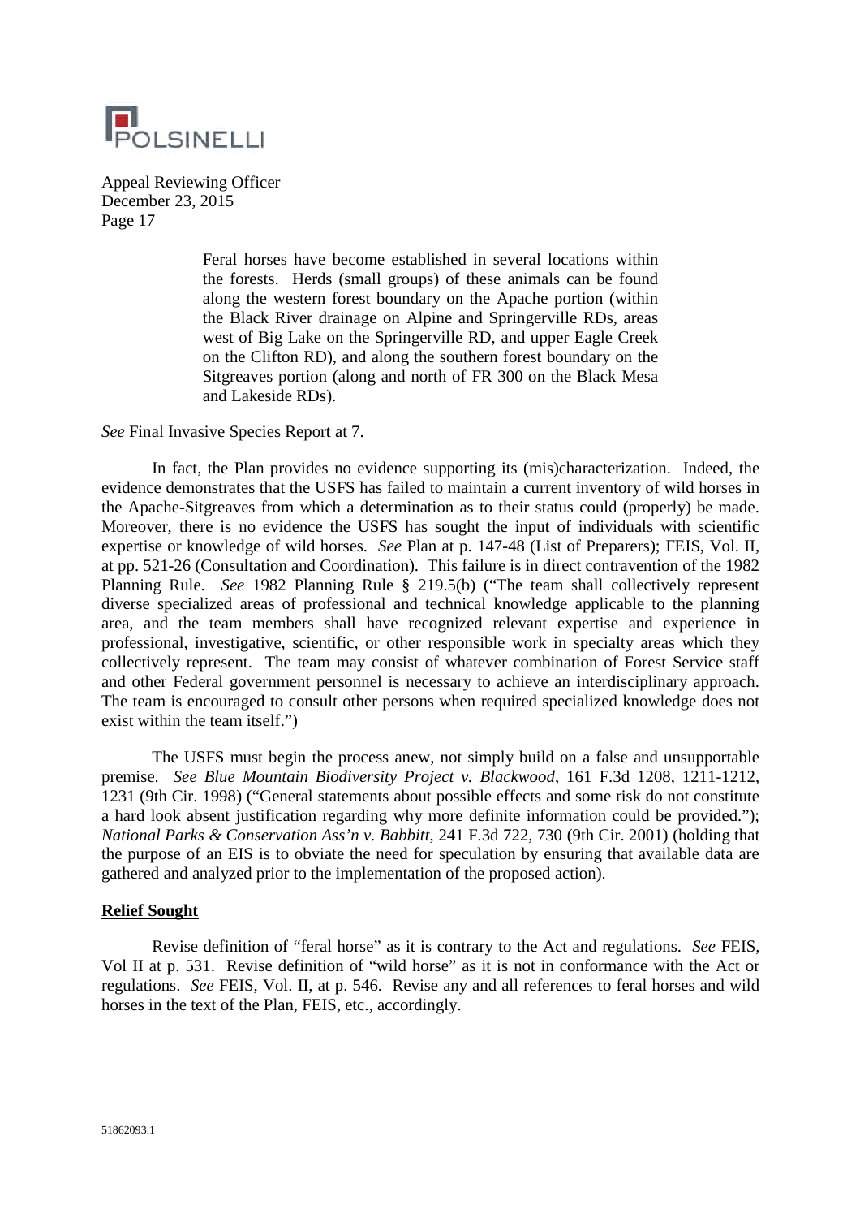> Feral horses have become established in several locations within the forests. Herds (small groups) of these animals can be found along the western forest boundary on the Apache portion (within the Black River drainage on Alpine and Springerville RDs, areas west of Big Lake on the Springerville RD, and upper Eagle Creek on the Clifton RD), and along the southern forest boundary on the Sitgreaves portion (along and north of FR 300 on the Black Mesa and Lakeside RDs).

*See* Final Invasive Species Report at 7.

In fact, the Plan provides no evidence supporting its (mis)characterization. Indeed, the evidence demonstrates that the USFS has failed to maintain a current inventory of wild horses in the Apache-Sitgreaves from which a determination as to their status could (properly) be made. Moreover, there is no evidence the USFS has sought the input of individuals with scientific expertise or knowledge of wild horses. *See* Plan at p. 147-48 (List of Preparers); FEIS, Vol. II, at pp. 521-26 (Consultation and Coordination). This failure is in direct contravention of the 1982 Planning Rule. *See* 1982 Planning Rule § 219.5(b) ("The team shall collectively represent diverse specialized areas of professional and technical knowledge applicable to the planning area, and the team members shall have recognized relevant expertise and experience in professional, investigative, scientific, or other responsible work in specialty areas which they collectively represent. The team may consist of whatever combination of Forest Service staff and other Federal government personnel is necessary to achieve an interdisciplinary approach. The team is encouraged to consult other persons when required specialized knowledge does not exist within the team itself.")

The USFS must begin the process anew, not simply build on a false and unsupportable premise. *See Blue Mountain Biodiversity Project v. Blackwood*, 161 F.3d 1208, 1211-1212, 1231 (9th Cir. 1998) ("General statements about possible effects and some risk do not constitute a hard look absent justification regarding why more definite information could be provided."); *National Parks & Conservation Ass'n v. Babbitt*, 241 F.3d 722, 730 (9th Cir. 2001) (holding that the purpose of an EIS is to obviate the need for speculation by ensuring that available data are gathered and analyzed prior to the implementation of the proposed action).

**Relief Sought**

Revise definition of "feral horse" as it is contrary to the Act and regulations. *See* FEIS, Vol II at p. 531. Revise definition of "wild horse" as it is not in conformance with the Act or regulations. *See* FEIS, Vol. II, at p. 546. Revise any and all references to feral horses and wild horses in the text of the Plan, FEIS, etc., accordingly.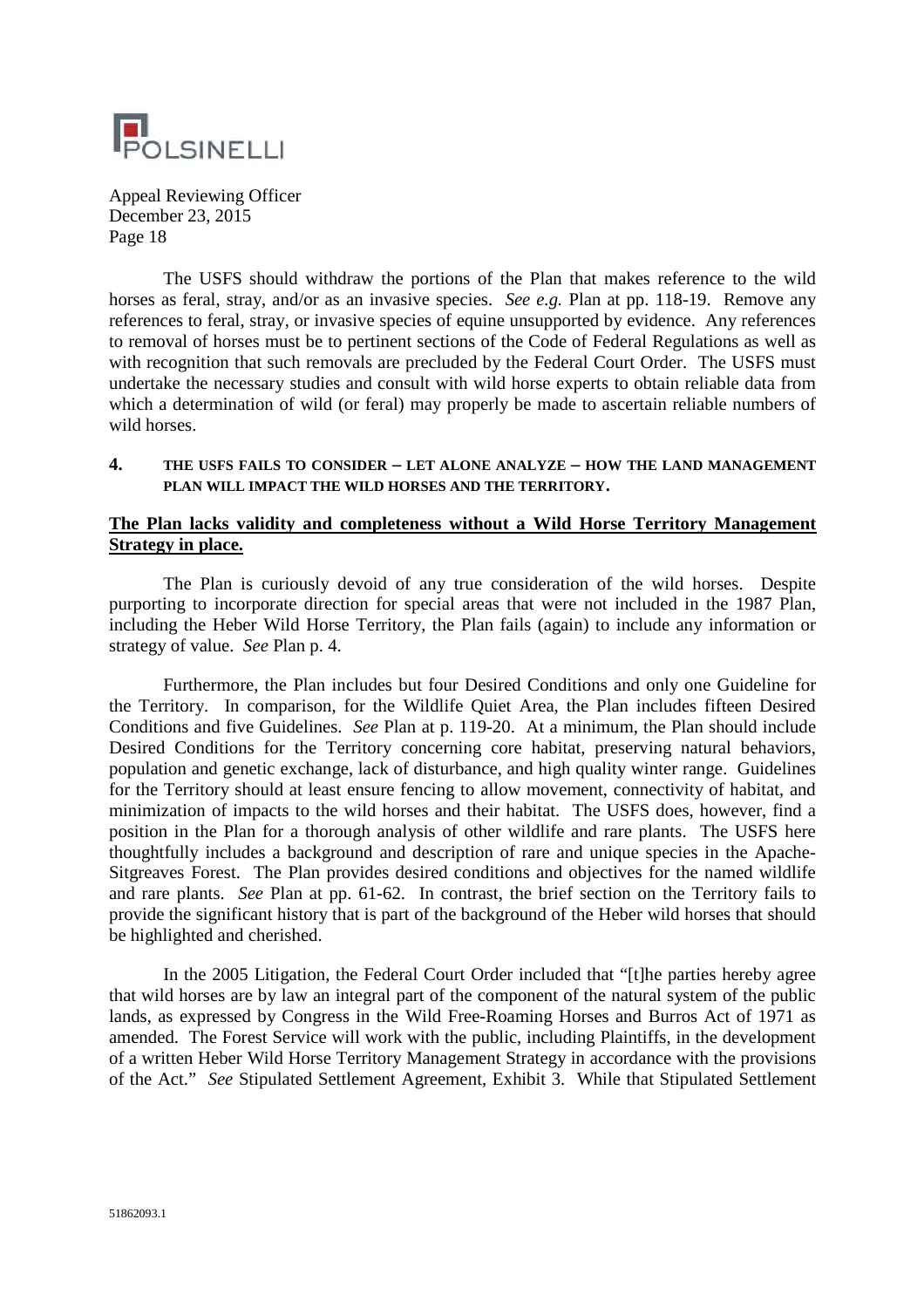The USFS should withdraw the portions of the Plan that makes reference to the wild horses as feral, stray, and/or as an invasive species. *See e.g.* Plan at pp. 118-19. Remove any references to feral, stray, or invasive species of equine unsupported by evidence. Any references to removal of horses must be to pertinent sections of the Code of Federal Regulations as well as with recognition that such removals are precluded by the Federal Court Order. The USFS must undertake the necessary studies and consult with wild horse experts to obtain reliable data from which a determination of wild (or feral) may properly be made to ascertain reliable numbers of wild horses.

## 4. THE USFS FAILS TO CONSIDER – LET ALONE ANALYZE – HOW THE LAND MANAGEMENT PLAN WILL IMPACT THE WILD HORSES AND THE TERRITORY.

**The Plan lacks validity and completeness without a Wild Horse Territory Management Strategy in place.**

The Plan is curiously devoid of any true consideration of the wild horses. Despite purporting to incorporate direction for special areas that were not included in the 1987 Plan, including the Heber Wild Horse Territory, the Plan fails (again) to include any information or strategy of value. *See* Plan p. 4.

Furthermore, the Plan includes but four Desired Conditions and only one Guideline for the Territory. In comparison, for the Wildlife Quiet Area, the Plan includes fifteen Desired Conditions and five Guidelines. *See* Plan at p. 119-20. At a minimum, the Plan should include Desired Conditions for the Territory concerning core habitat, preserving natural behaviors, population and genetic exchange, lack of disturbance, and high quality winter range. Guidelines for the Territory should at least ensure fencing to allow movement, connectivity of habitat, and minimization of impacts to the wild horses and their habitat. The USFS does, however, find a position in the Plan for a thorough analysis of other wildlife and rare plants. The USFS here thoughtfully includes a background and description of rare and unique species in the Apache-Sitgreaves Forest. The Plan provides desired conditions and objectives for the named wildlife and rare plants. *See* Plan at pp. 61-62. In contrast, the brief section on the Territory fails to provide the significant history that is part of the background of the Heber wild horses that should be highlighted and cherished.

In the 2005 Litigation, the Federal Court Order included that "[t]he parties hereby agree that wild horses are by law an integral part of the component of the natural system of the public lands, as expressed by Congress in the Wild Free-Roaming Horses and Burros Act of 1971 as amended. The Forest Service will work with the public, including Plaintiffs, in the development of a written Heber Wild Horse Territory Management Strategy in accordance with the provisions of the Act." *See* Stipulated Settlement Agreement, Exhibit 3. While that Stipulated Settlement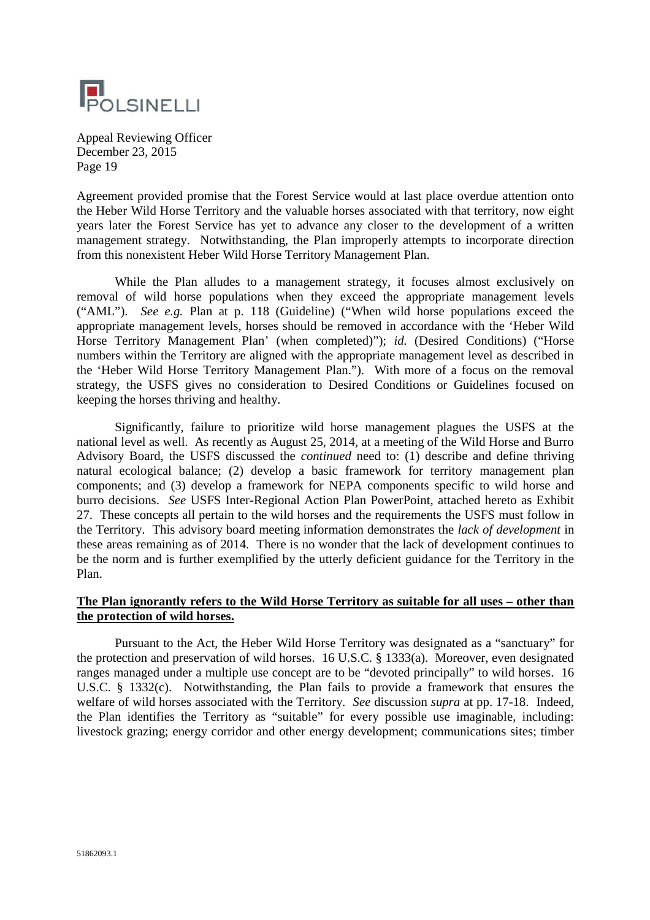Agreement provided promise that the Forest Service would at last place overdue attention onto the Heber Wild Horse Territory and the valuable horses associated with that territory, now eight years later the Forest Service has yet to advance any closer to the development of a written management strategy. Notwithstanding, the Plan improperly attempts to incorporate direction from this nonexistent Heber Wild Horse Territory Management Plan.

While the Plan alludes to a management strategy, it focuses almost exclusively on removal of wild horse populations when they exceed the appropriate management levels ("AML"). *See e.g.* Plan at p. 118 (Guideline) ("When wild horse populations exceed the appropriate management levels, horses should be removed in accordance with the 'Heber Wild Horse Territory Management Plan' (when completed)"); *id.* (Desired Conditions) ("Horse numbers within the Territory are aligned with the appropriate management level as described in the 'Heber Wild Horse Territory Management Plan."). With more of a focus on the removal strategy, the USFS gives no consideration to Desired Conditions or Guidelines focused on keeping the horses thriving and healthy.

Significantly, failure to prioritize wild horse management plagues the USFS at the national level as well. As recently as August 25, 2014, at a meeting of the Wild Horse and Burro Advisory Board, the USFS discussed the *continued* need to: (1) describe and define thriving natural ecological balance; (2) develop a basic framework for territory management plan components; and (3) develop a framework for NEPA components specific to wild horse and burro decisions. *See* USFS Inter-Regional Action Plan PowerPoint, attached hereto as Exhibit 27. These concepts all pertain to the wild horses and the requirements the USFS must follow in the Territory. This advisory board meeting information demonstrates the *lack of development* in these areas remaining as of 2014. There is no wonder that the lack of development continues to be the norm and is further exemplified by the utterly deficient guidance for the Territory in the Plan.

**The Plan ignorantly refers to the Wild Horse Territory as suitable for all uses – other than the protection of wild horses.**

Pursuant to the Act, the Heber Wild Horse Territory was designated as a "sanctuary" for the protection and preservation of wild horses. 16 U.S.C. § 1333(a). Moreover, even designated ranges managed under a multiple use concept are to be "devoted principally" to wild horses. 16 U.S.C. § 1332(c). Notwithstanding, the Plan fails to provide a framework that ensures the welfare of wild horses associated with the Territory. *See* discussion *supra* at pp. 17-18. Indeed, the Plan identifies the Territory as "suitable" for every possible use imaginable, including: livestock grazing; energy corridor and other energy development; communications sites; timber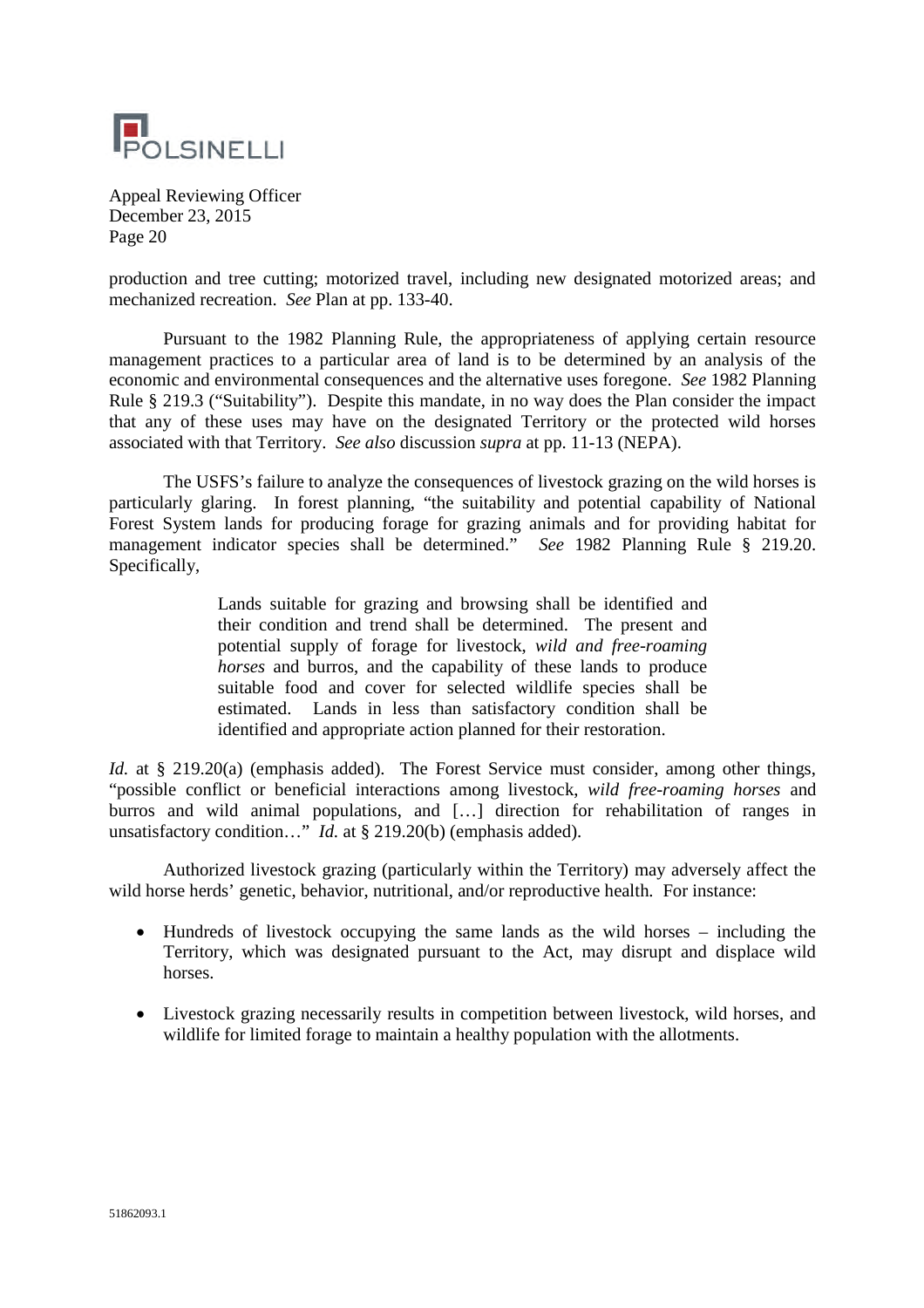production and tree cutting; motorized travel, including new designated motorized areas; and mechanized recreation. *See* Plan at pp. 133-40.

Pursuant to the 1982 Planning Rule, the appropriateness of applying certain resource management practices to a particular area of land is to be determined by an analysis of the economic and environmental consequences and the alternative uses foregone. *See* 1982 Planning Rule § 219.3 ("Suitability"). Despite this mandate, in no way does the Plan consider the impact that any of these uses may have on the designated Territory or the protected wild horses associated with that Territory. *See also* discussion *supra* at pp. 11-13 (NEPA).

The USFS's failure to analyze the consequences of livestock grazing on the wild horses is particularly glaring. In forest planning, "the suitability and potential capability of National Forest System lands for producing forage for grazing animals and for providing habitat for management indicator species shall be determined." *See* 1982 Planning Rule § 219.20. Specifically,

> Lands suitable for grazing and browsing shall be identified and their condition and trend shall be determined. The present and potential supply of forage for livestock, *wild and free-roaming horses* and burros, and the capability of these lands to produce suitable food and cover for selected wildlife species shall be estimated. Lands in less than satisfactory condition shall be identified and appropriate action planned for their restoration.

*Id.* at § 219.20(a) (emphasis added). The Forest Service must consider, among other things, "possible conflict or beneficial interactions among livestock, *wild free-roaming horses* and burros and wild animal populations, and […] direction for rehabilitation of ranges in unsatisfactory condition…" *Id.* at § 219.20(b) (emphasis added).

Authorized livestock grazing (particularly within the Territory) may adversely affect the wild horse herds' genetic, behavior, nutritional, and/or reproductive health. For instance:

- Hundreds of livestock occupying the same lands as the wild horses – including the Territory, which was designated pursuant to the Act, may disrupt and displace wild horses.
- Livestock grazing necessarily results in competition between livestock, wild horses, and wildlife for limited forage to maintain a healthy population with the allotments.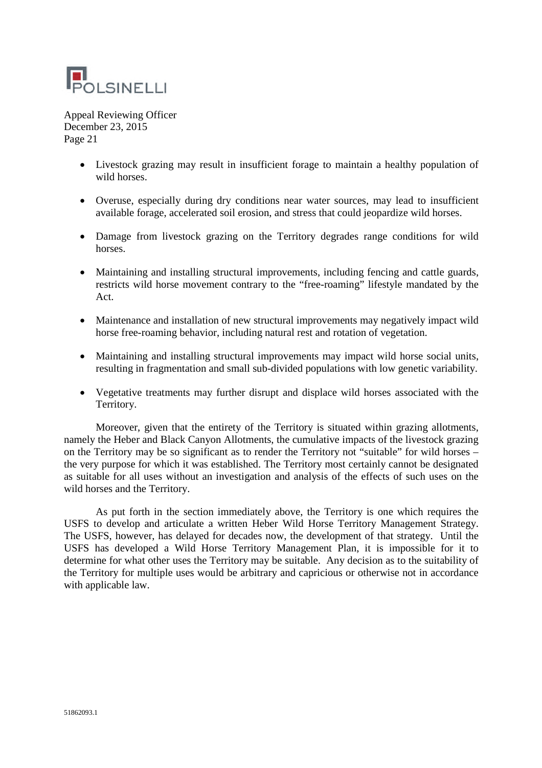- Livestock grazing may result in insufficient forage to maintain a healthy population of wild horses.

- Overuse, especially during dry conditions near water sources, may lead to insufficient available forage, accelerated soil erosion, and stress that could jeopardize wild horses.

- Damage from livestock grazing on the Territory degrades range conditions for wild horses.

- Maintaining and installing structural improvements, including fencing and cattle guards, restricts wild horse movement contrary to the "free-roaming" lifestyle mandated by the Act.

- Maintenance and installation of new structural improvements may negatively impact wild horse free-roaming behavior, including natural rest and rotation of vegetation.

- Maintaining and installing structural improvements may impact wild horse social units, resulting in fragmentation and small sub-divided populations with low genetic variability.

- Vegetative treatments may further disrupt and displace wild horses associated with the Territory.

Moreover, given that the entirety of the Territory is situated within grazing allotments, namely the Heber and Black Canyon Allotments, the cumulative impacts of the livestock grazing on the Territory may be so significant as to render the Territory not "suitable" for wild horses – the very purpose for which it was established. The Territory most certainly cannot be designated as suitable for all uses without an investigation and analysis of the effects of such uses on the wild horses and the Territory.

As put forth in the section immediately above, the Territory is one which requires the USFS to develop and articulate a written Heber Wild Horse Territory Management Strategy. The USFS, however, has delayed for decades now, the development of that strategy. Until the USFS has developed a Wild Horse Territory Management Plan, it is impossible for it to determine for what other uses the Territory may be suitable. Any decision as to the suitability of the Territory for multiple uses would be arbitrary and capricious or otherwise not in accordance with applicable law.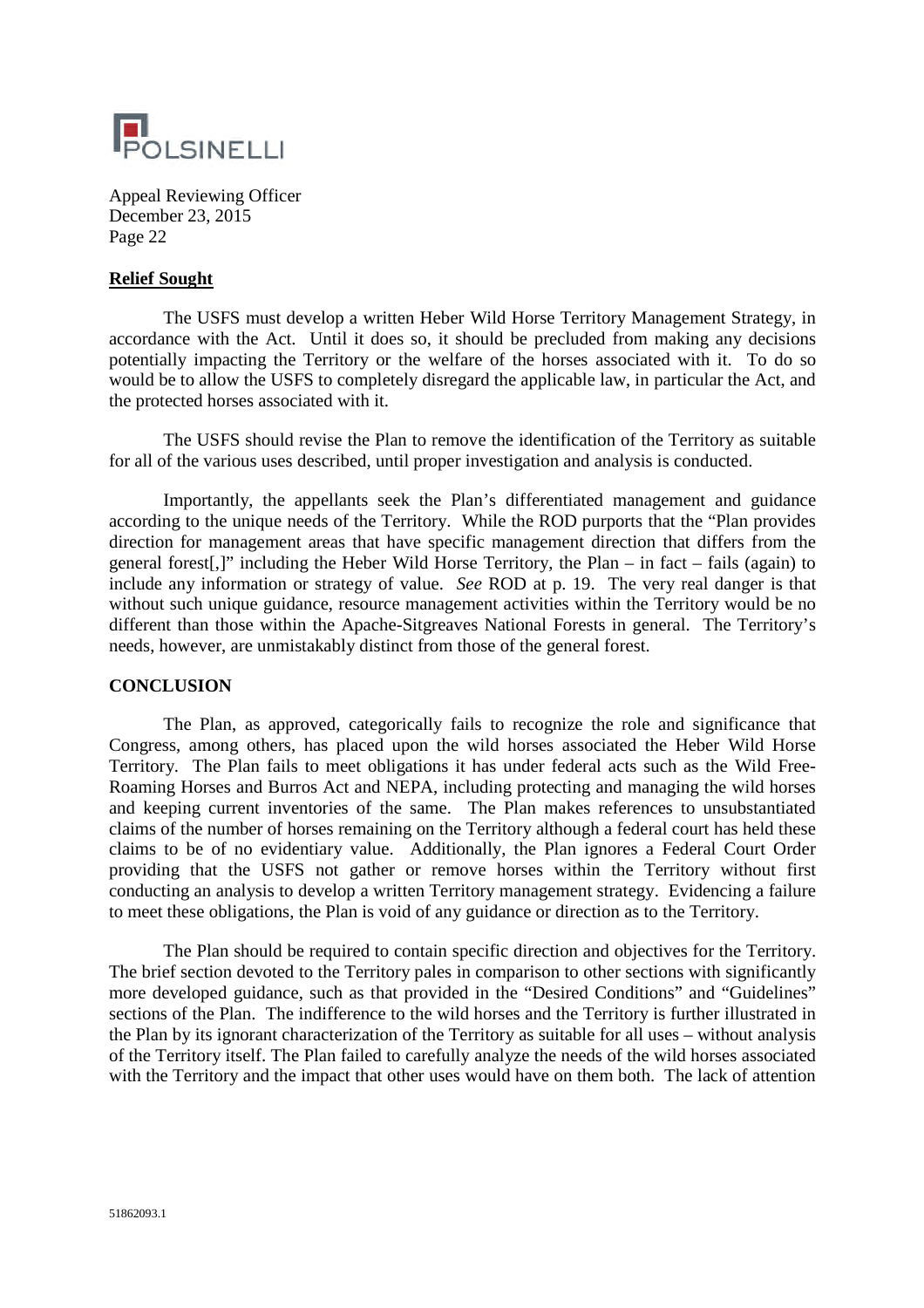## Relief Sought

The USFS must develop a written Heber Wild Horse Territory Management Strategy, in accordance with the Act. Until it does so, it should be precluded from making any decisions potentially impacting the Territory or the welfare of the horses associated with it. To do so would be to allow the USFS to completely disregard the applicable law, in particular the Act, and the protected horses associated with it.

The USFS should revise the Plan to remove the identification of the Territory as suitable for all of the various uses described, until proper investigation and analysis is conducted.

Importantly, the appellants seek the Plan's differentiated management and guidance according to the unique needs of the Territory. While the ROD purports that the "Plan provides direction for management areas that have specific management direction that differs from the general forest[,]" including the Heber Wild Horse Territory, the Plan – in fact – fails (again) to include any information or strategy of value. *See* ROD at p. 19. The very real danger is that without such unique guidance, resource management activities within the Territory would be no different than those within the Apache-Sitgreaves National Forests in general. The Territory's needs, however, are unmistakably distinct from those of the general forest.

## CONCLUSION

The Plan, as approved, categorically fails to recognize the role and significance that Congress, among others, has placed upon the wild horses associated the Heber Wild Horse Territory. The Plan fails to meet obligations it has under federal acts such as the Wild Free-Roaming Horses and Burros Act and NEPA, including protecting and managing the wild horses and keeping current inventories of the same. The Plan makes references to unsubstantiated claims of the number of horses remaining on the Territory although a federal court has held these claims to be of no evidentiary value. Additionally, the Plan ignores a Federal Court Order providing that the USFS not gather or remove horses within the Territory without first conducting an analysis to develop a written Territory management strategy. Evidencing a failure to meet these obligations, the Plan is void of any guidance or direction as to the Territory.

The Plan should be required to contain specific direction and objectives for the Territory. The brief section devoted to the Territory pales in comparison to other sections with significantly more developed guidance, such as that provided in the "Desired Conditions" and "Guidelines" sections of the Plan. The indifference to the wild horses and the Territory is further illustrated in the Plan by its ignorant characterization of the Territory as suitable for all uses – without analysis of the Territory itself. The Plan failed to carefully analyze the needs of the wild horses associated with the Territory and the impact that other uses would have on them both. The lack of attention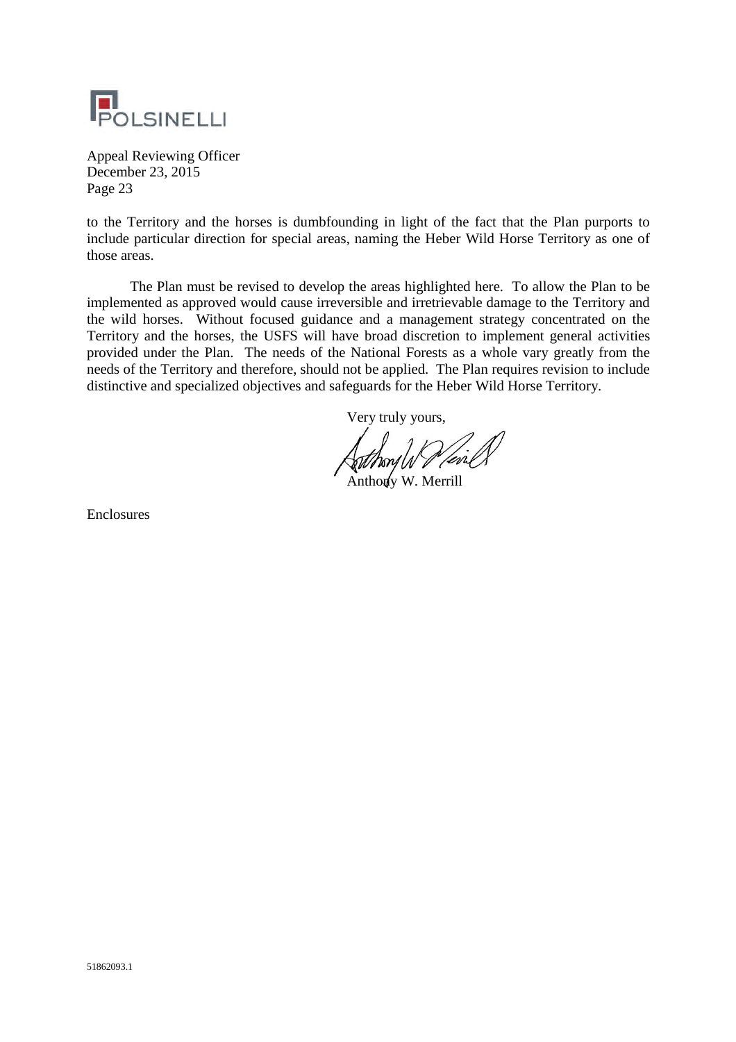to the Territory and the horses is dumbfounding in light of the fact that the Plan purports to include particular direction for special areas, naming the Heber Wild Horse Territory as one of those areas.

The Plan must be revised to develop the areas highlighted here. To allow the Plan to be implemented as approved would cause irreversible and irretrievable damage to the Territory and the wild horses. Without focused guidance and a management strategy concentrated on the Territory and the horses, the USFS will have broad discretion to implement general activities provided under the Plan. The needs of the National Forests as a whole vary greatly from the needs of the Territory and therefore, should not be applied. The Plan requires revision to include distinctive and specialized objectives and safeguards for the Heber Wild Horse Territory.

Very truly yours,

Anthony W. Merrill

Enclosures